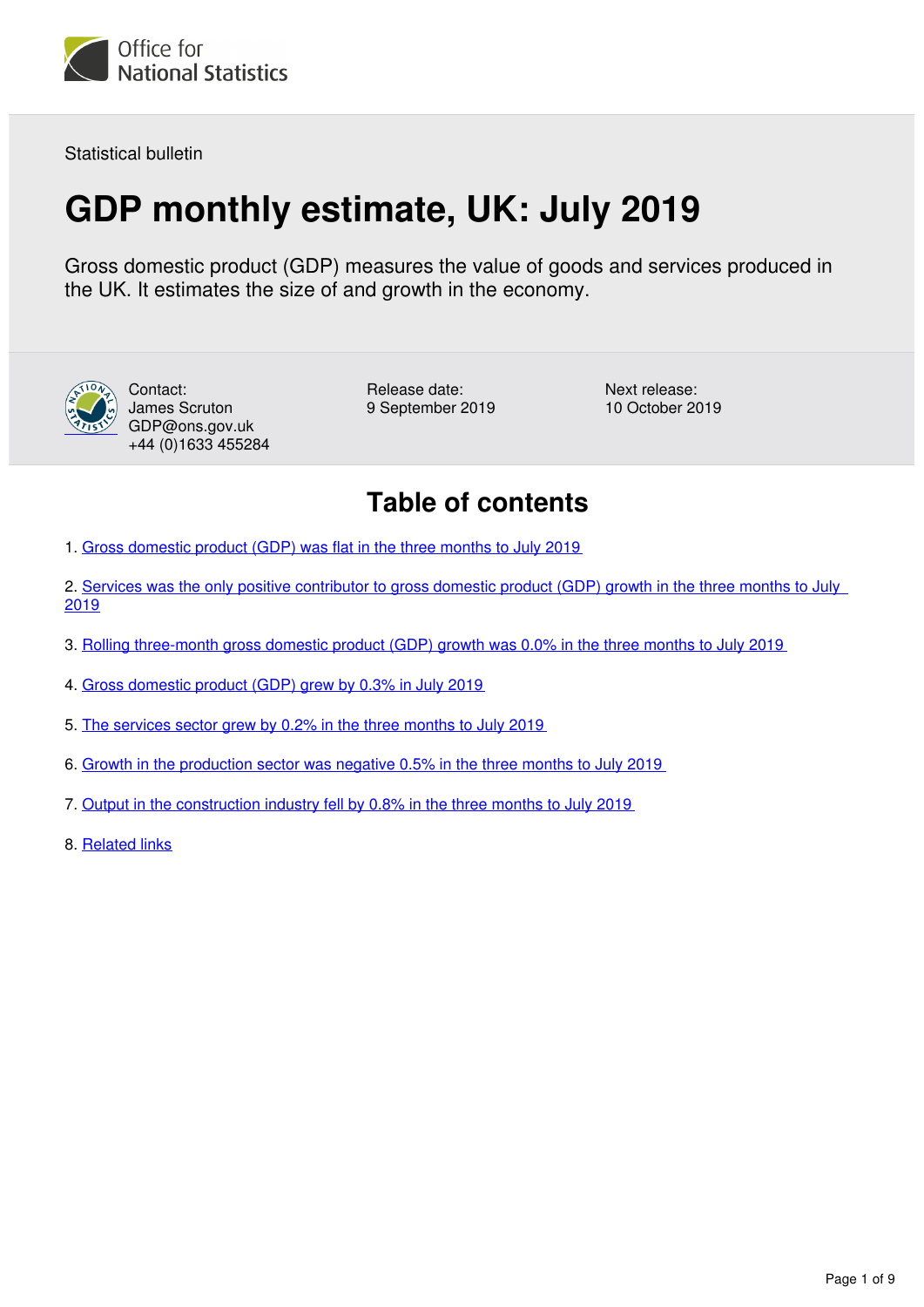Office for National Statistics

Statistical bulletin

# GDP monthly estimate, UK: July 2019

Gross domestic product (GDP) measures the value of goods and services produced in the UK. It estimates the size of and growth in the economy.

Contact:
James Scruton
GDP@ons.gov.uk
+44 (0)1633 455284

Release date:
9 September 2019

Next release:
10 October 2019

## Table of contents

1. Gross domestic product (GDP) was flat in the three months to July 2019
2. Services was the only positive contributor to gross domestic product (GDP) growth in the three months to July 2019
3. Rolling three-month gross domestic product (GDP) growth was 0.0% in the three months to July 2019
4. Gross domestic product (GDP) grew by 0.3% in July 2019
5. The services sector grew by 0.2% in the three months to July 2019
6. Growth in the production sector was negative 0.5% in the three months to July 2019
7. Output in the construction industry fell by 0.8% in the three months to July 2019
8. Related links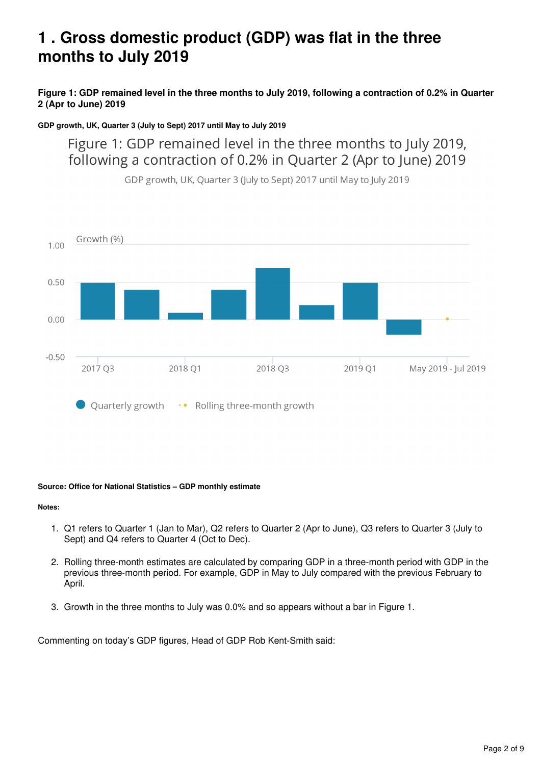# 1 . Gross domestic product (GDP) was flat in the three months to July 2019

**Figure 1: GDP remained level in the three months to July 2019, following a contraction of 0.2% in Quarter 2 (Apr to June) 2019**

**GDP growth, UK, Quarter 3 (July to Sept) 2017 until May to July 2019**

Figure 1: GDP remained level in the three months to July 2019, following a contraction of 0.2% in Quarter 2 (Apr to June) 2019

GDP growth, UK, Quarter 3 (July to Sept) 2017 until May to July 2019

Growth (%)

1.00

0.50

0.00

-0.50

2017 Q3 2018 Q1 2018 Q3 2019 Q1 May 2019 - Jul 2019

Quarterly growth Rolling three-month growth

**Source: Office for National Statistics – GDP monthly estimate**

**Notes:**

1. Q1 refers to Quarter 1 (Jan to Mar), Q2 refers to Quarter 2 (Apr to June), Q3 refers to Quarter 3 (July to Sept) and Q4 refers to Quarter 4 (Oct to Dec).
2. Rolling three-month estimates are calculated by comparing GDP in a three-month period with GDP in the previous three-month period. For example, GDP in May to July compared with the previous February to April.
3. Growth in the three months to July was 0.0% and so appears without a bar in Figure 1.

Commenting on today's GDP figures, Head of GDP Rob Kent-Smith said: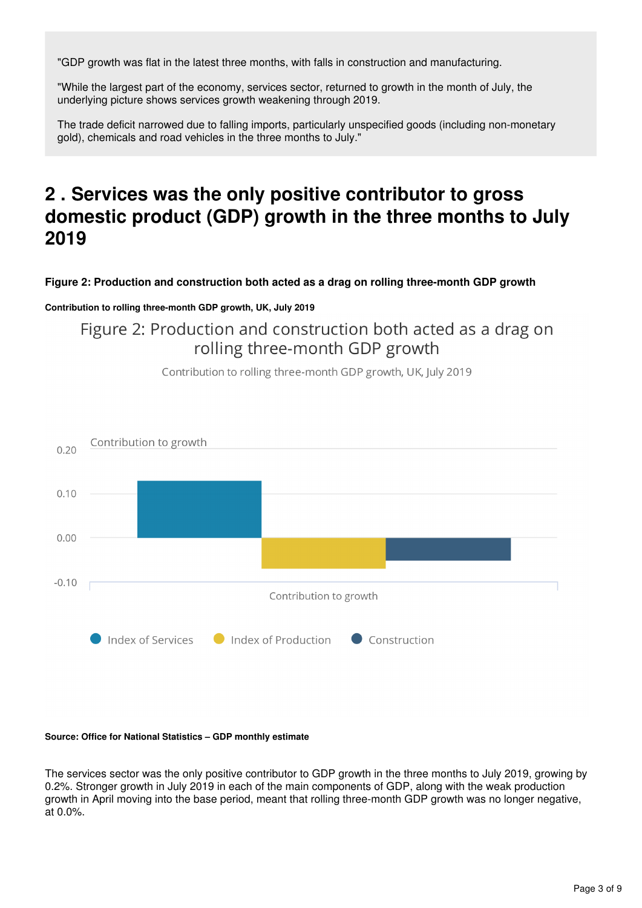"GDP growth was flat in the latest three months, with falls in construction and manufacturing.

"While the largest part of the economy, services sector, returned to growth in the month of July, the underlying picture shows services growth weakening through 2019.

The trade deficit narrowed due to falling imports, particularly unspecified goods (including non-monetary gold), chemicals and road vehicles in the three months to July."

## 2 . Services was the only positive contributor to gross domestic product (GDP) growth in the three months to July 2019

**Figure 2: Production and construction both acted as a drag on rolling three-month GDP growth**

**Contribution to rolling three-month GDP growth, UK, July 2019**

**Source: Office for National Statistics – GDP monthly estimate**

The services sector was the only positive contributor to GDP growth in the three months to July 2019, growing by 0.2%. Stronger growth in July 2019 in each of the main components of GDP, along with the weak production growth in April moving into the base period, meant that rolling three-month GDP growth was no longer negative, at 0.0%.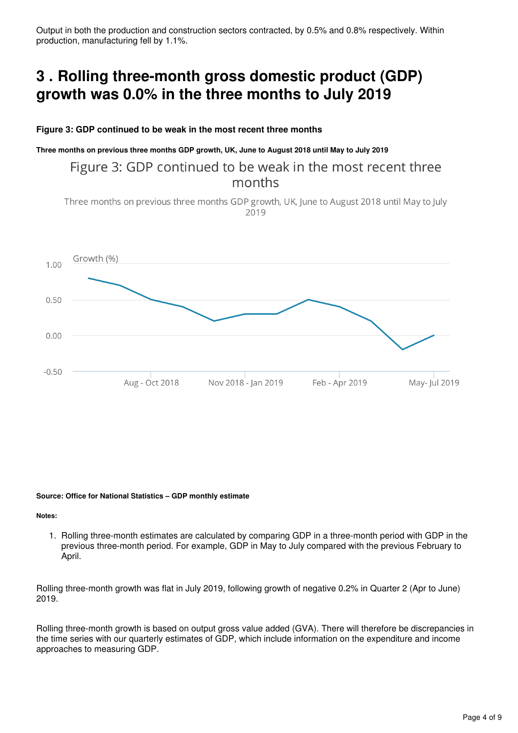Output in both the production and construction sectors contracted, by 0.5% and 0.8% respectively. Within production, manufacturing fell by 1.1%.

## 3 . Rolling three-month gross domestic product (GDP) growth was 0.0% in the three months to July 2019

**Figure 3: GDP continued to be weak in the most recent three months**

**Three months on previous three months GDP growth, UK, June to August 2018 until May to July 2019**

Figure 3: GDP continued to be weak in the most recent three months

Three months on previous three months GDP growth, UK, June to August 2018 until May to July 2019

Growth (%)

1.00

0.50

0.00

-0.50

Aug - Oct 2018 | Nov 2018 - Jan 2019 | Feb - Apr 2019 | May- Jul 2019

**Source: Office for National Statistics – GDP monthly estimate**

**Notes:**

1. Rolling three-month estimates are calculated by comparing GDP in a three-month period with GDP in the previous three-month period. For example, GDP in May to July compared with the previous February to April.

Rolling three-month growth was flat in July 2019, following growth of negative 0.2% in Quarter 2 (Apr to June) 2019.

Rolling three-month growth is based on output gross value added (GVA). There will therefore be discrepancies in the time series with our quarterly estimates of GDP, which include information on the expenditure and income approaches to measuring GDP.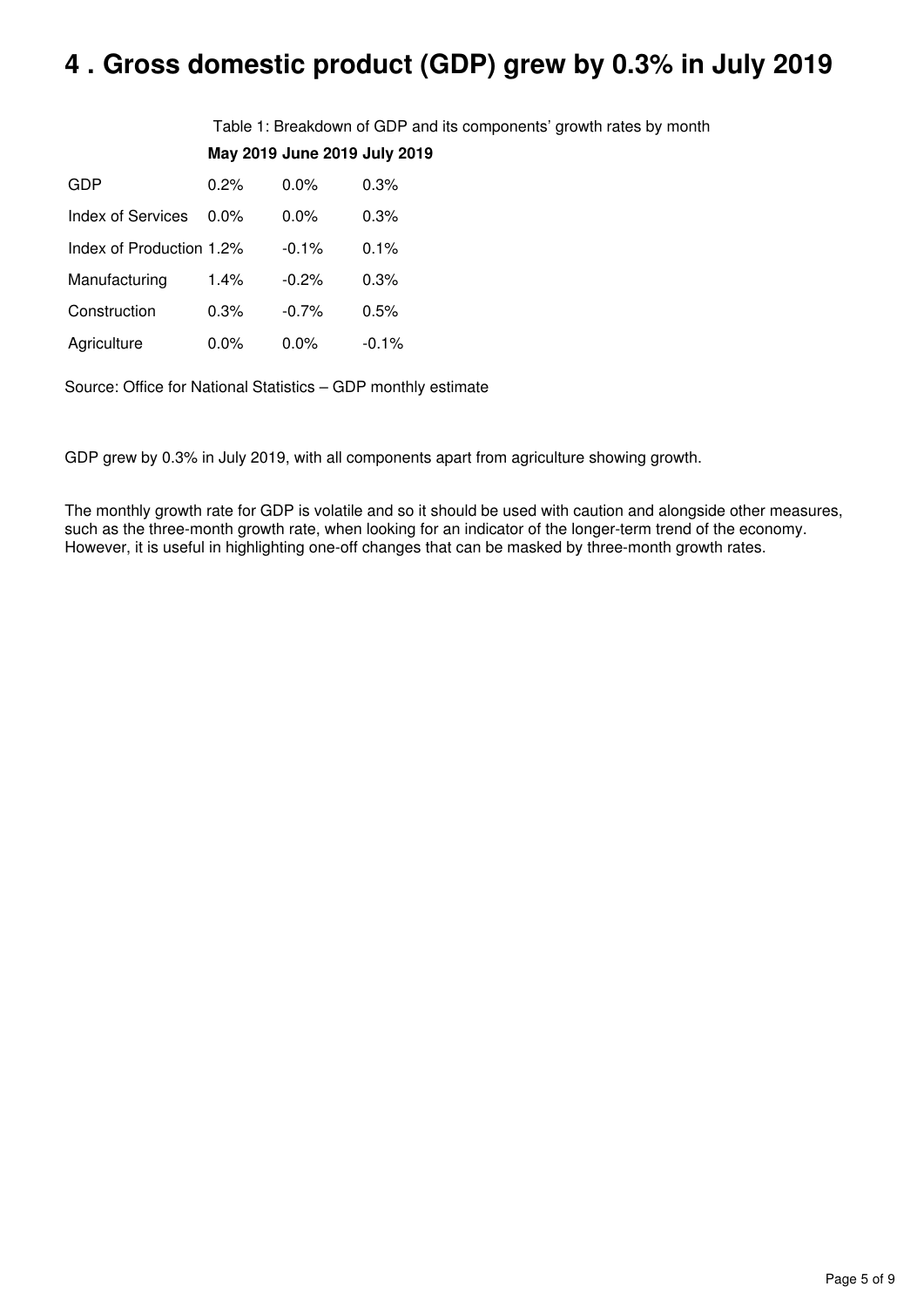# 4 . Gross domestic product (GDP) grew by 0.3% in July 2019

Table 1: Breakdown of GDP and its components' growth rates by month

| | May 2019 | June 2019 | July 2019 |
|---|---|---|---|
| GDP | 0.2% | 0.0% | 0.3% |
| Index of Services | 0.0% | 0.0% | 0.3% |
| Index of Production | 1.2% | -0.1% | 0.1% |
| Manufacturing | 1.4% | -0.2% | 0.3% |
| Construction | 0.3% | -0.7% | 0.5% |
| Agriculture | 0.0% | 0.0% | -0.1% |

Source: Office for National Statistics – GDP monthly estimate

GDP grew by 0.3% in July 2019, with all components apart from agriculture showing growth.

The monthly growth rate for GDP is volatile and so it should be used with caution and alongside other measures, such as the three-month growth rate, when looking for an indicator of the longer-term trend of the economy. However, it is useful in highlighting one-off changes that can be masked by three-month growth rates.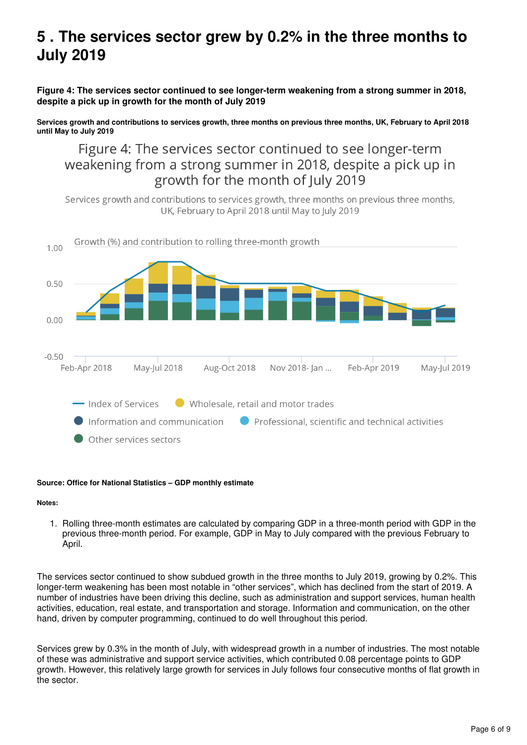# 5 . The services sector grew by 0.2% in the three months to July 2019

**Figure 4: The services sector continued to see longer-term weakening from a strong summer in 2018, despite a pick up in growth for the month of July 2019**

**Services growth and contributions to services growth, three months on previous three months, UK, February to April 2018 until May to July 2019**

Figure 4: The services sector continued to see longer-term weakening from a strong summer in 2018, despite a pick up in growth for the month of July 2019

Services growth and contributions to services growth, three months on previous three months, UK, February to April 2018 until May to July 2019

Growth (%) and contribution to rolling three-month growth

Index of Services; Wholesale, retail and motor trades; Information and communication; Professional, scientific and technical activities; Other services sectors

**Source: Office for National Statistics – GDP monthly estimate**

**Notes:**

1. Rolling three-month estimates are calculated by comparing GDP in a three-month period with GDP in the previous three-month period. For example, GDP in May to July compared with the previous February to April.

The services sector continued to show subdued growth in the three months to July 2019, growing by 0.2%. This longer-term weakening has been most notable in "other services", which has declined from the start of 2019. A number of industries have been driving this decline, such as administration and support services, human health activities, education, real estate, and transportation and storage. Information and communication, on the other hand, driven by computer programming, continued to do well throughout this period.

Services grew by 0.3% in the month of July, with widespread growth in a number of industries. The most notable of these was administrative and support service activities, which contributed 0.08 percentage points to GDP growth. However, this relatively large growth for services in July follows four consecutive months of flat growth in the sector.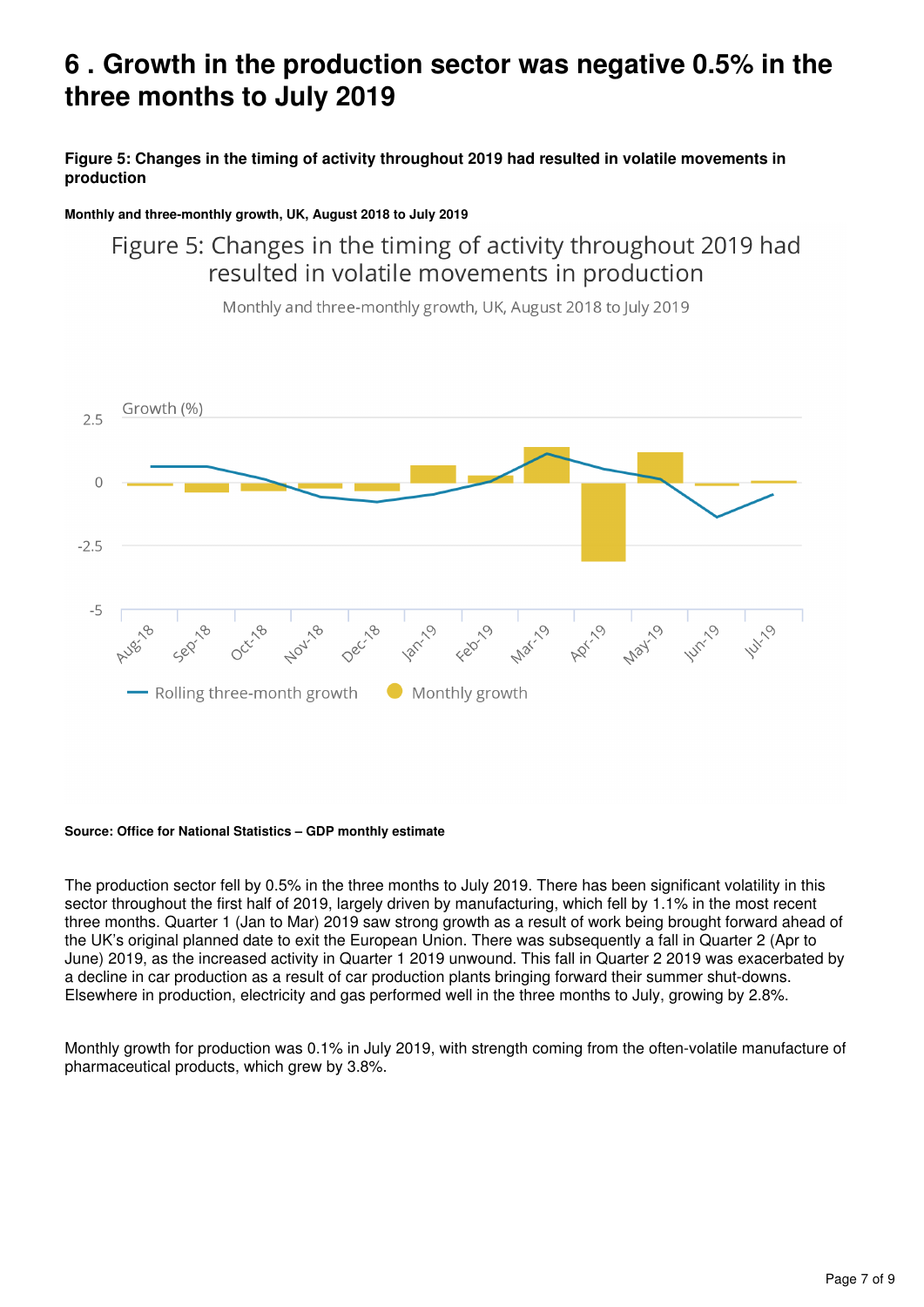# 6 . Growth in the production sector was negative 0.5% in the three months to July 2019

**Figure 5: Changes in the timing of activity throughout 2019 had resulted in volatile movements in production**

**Monthly and three-monthly growth, UK, August 2018 to July 2019**

**Source: Office for National Statistics – GDP monthly estimate**

The production sector fell by 0.5% in the three months to July 2019. There has been significant volatility in this sector throughout the first half of 2019, largely driven by manufacturing, which fell by 1.1% in the most recent three months. Quarter 1 (Jan to Mar) 2019 saw strong growth as a result of work being brought forward ahead of the UK's original planned date to exit the European Union. There was subsequently a fall in Quarter 2 (Apr to June) 2019, as the increased activity in Quarter 1 2019 unwound. This fall in Quarter 2 2019 was exacerbated by a decline in car production as a result of car production plants bringing forward their summer shut-downs. Elsewhere in production, electricity and gas performed well in the three months to July, growing by 2.8%.

Monthly growth for production was 0.1% in July 2019, with strength coming from the often-volatile manufacture of pharmaceutical products, which grew by 3.8%.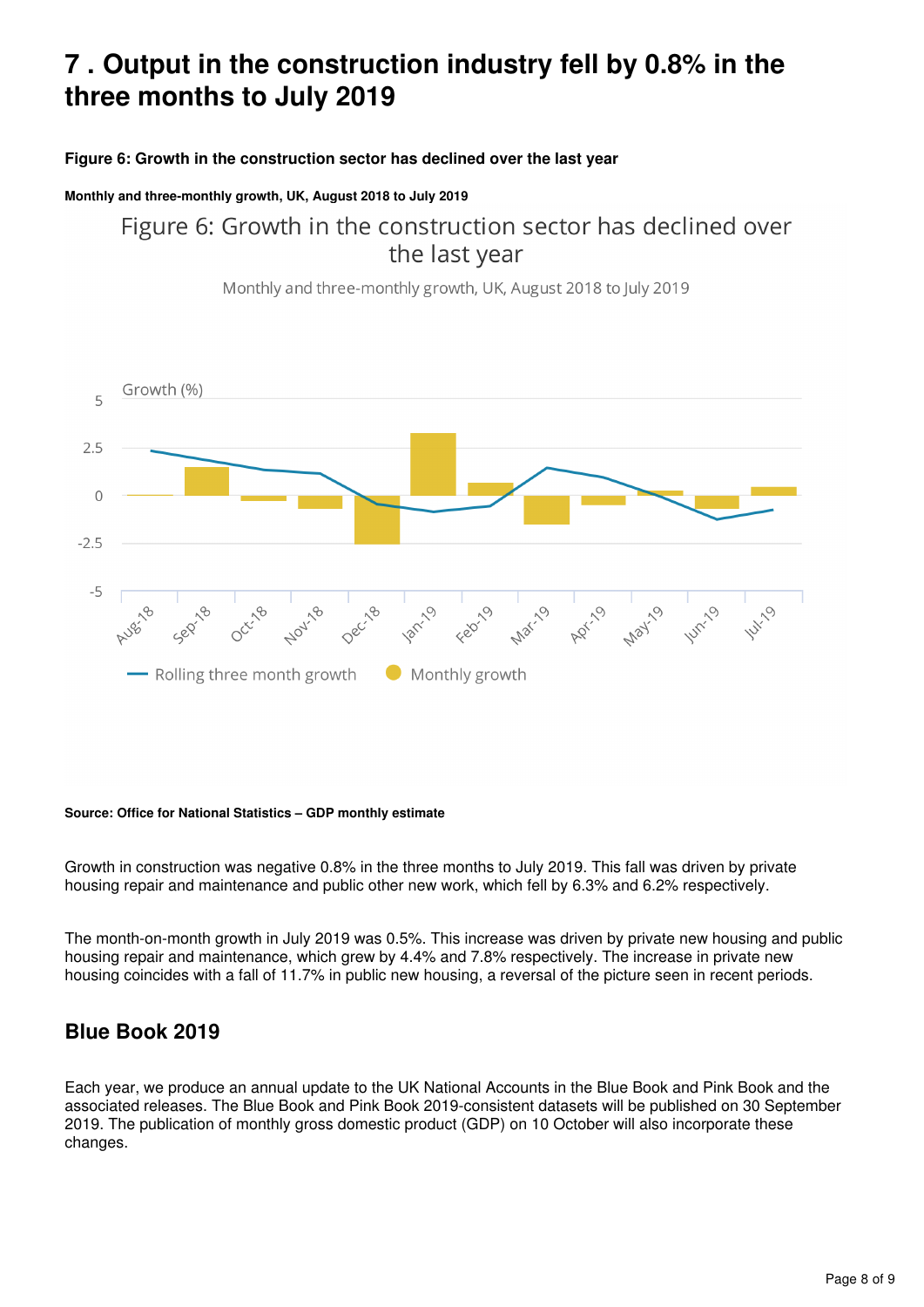## 7 . Output in the construction industry fell by 0.8% in the three months to July 2019

**Figure 6: Growth in the construction sector has declined over the last year**

**Monthly and three-monthly growth, UK, August 2018 to July 2019**

**Source: Office for National Statistics – GDP monthly estimate**

Growth in construction was negative 0.8% in the three months to July 2019. This fall was driven by private housing repair and maintenance and public other new work, which fell by 6.3% and 6.2% respectively.

The month-on-month growth in July 2019 was 0.5%. This increase was driven by private new housing and public housing repair and maintenance, which grew by 4.4% and 7.8% respectively. The increase in private new housing coincides with a fall of 11.7% in public new housing, a reversal of the picture seen in recent periods.

### Blue Book 2019

Each year, we produce an annual update to the UK National Accounts in the Blue Book and Pink Book and the associated releases. The Blue Book and Pink Book 2019-consistent datasets will be published on 30 September 2019. The publication of monthly gross domestic product (GDP) on 10 October will also incorporate these changes.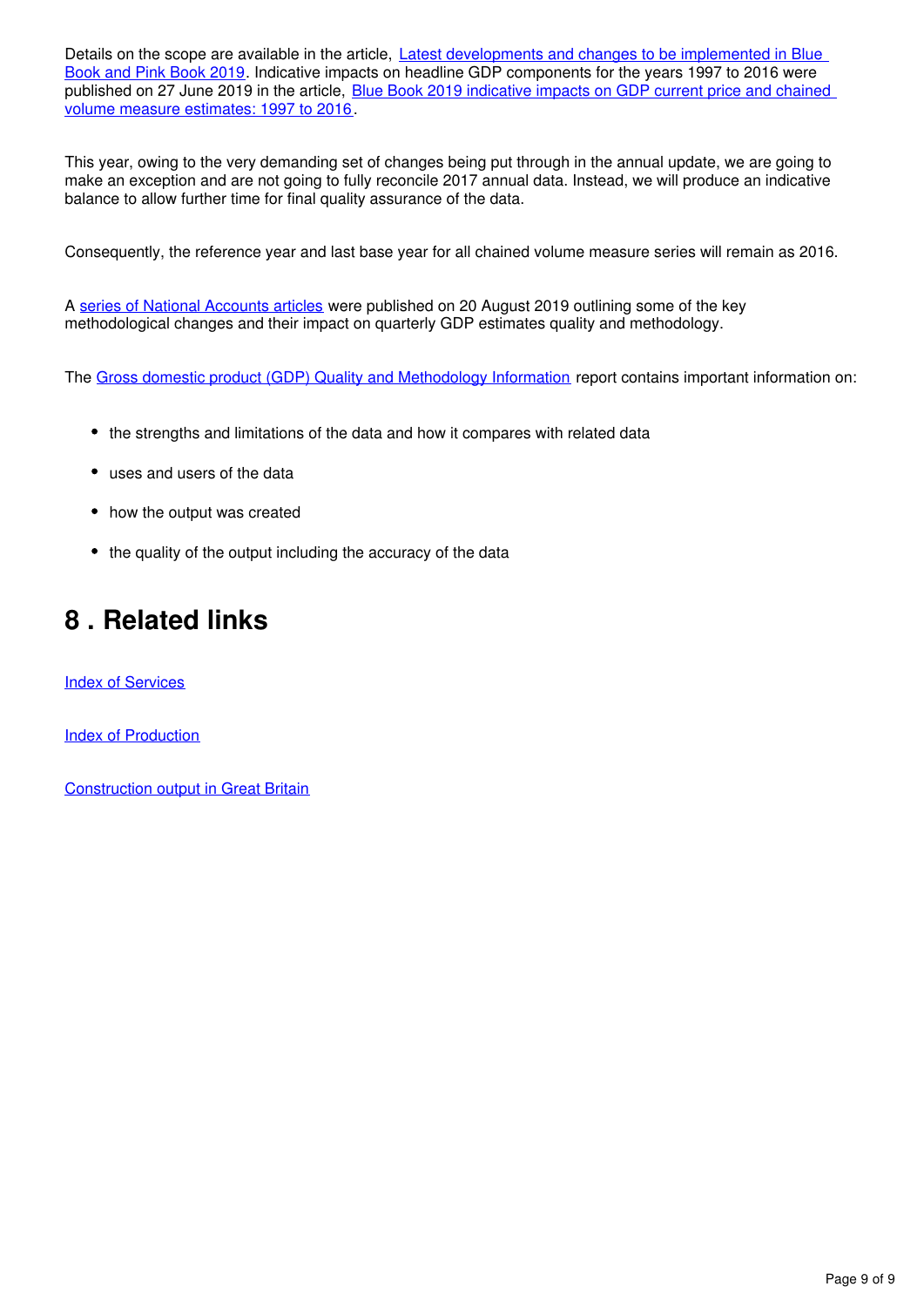Details on the scope are available in the article, [Latest developments and changes to be implemented in Blue Book and Pink Book 2019](). Indicative impacts on headline GDP components for the years 1997 to 2016 were published on 27 June 2019 in the article, [Blue Book 2019 indicative impacts on GDP current price and chained volume measure estimates: 1997 to 2016]().

This year, owing to the very demanding set of changes being put through in the annual update, we are going to make an exception and are not going to fully reconcile 2017 annual data. Instead, we will produce an indicative balance to allow further time for final quality assurance of the data.

Consequently, the reference year and last base year for all chained volume measure series will remain as 2016.

A [series of National Accounts articles]() were published on 20 August 2019 outlining some of the key methodological changes and their impact on quarterly GDP estimates quality and methodology.

The [Gross domestic product (GDP) Quality and Methodology Information]() report contains important information on:

- the strengths and limitations of the data and how it compares with related data
- uses and users of the data
- how the output was created
- the quality of the output including the accuracy of the data

## 8 . Related links

[Index of Services]()

[Index of Production]()

[Construction output in Great Britain]()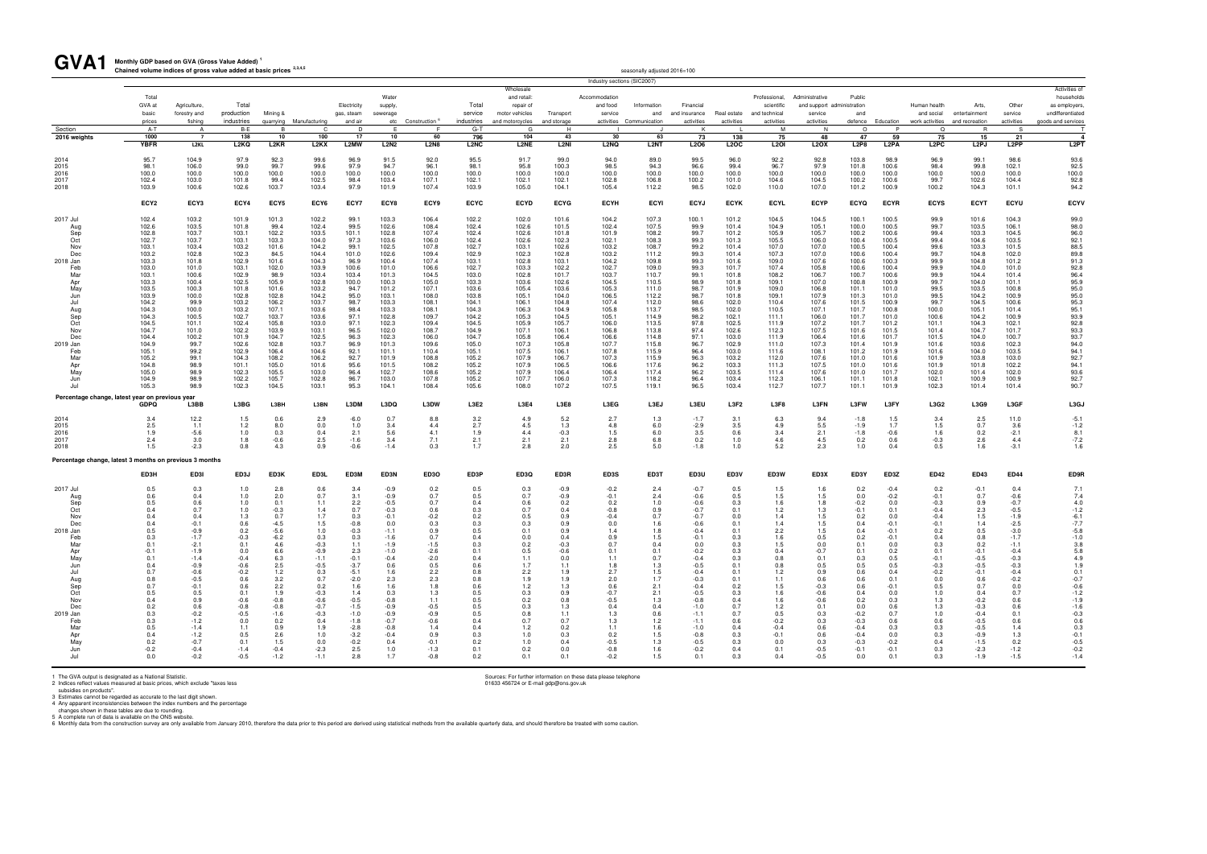# GVA1 Monthly GDP based on GVA (Gross Value Added)[1]

**Chained volume indices of gross value added at basic prices [2,3,4,5]**

seasonally adjusted 2016=100

Industry sections (SIC2007)

| | Total GVA at basic prices | Agriculture, forestry and fishing | Total production industries | Mining & quarrying | Manufacturing | Electricity gas, steam and air | Water supply, sewerage etc | Construction [6] | Total service industries | Wholesale and retail: repair of motor vehicles and motorcycles | Transport and storage | Accommodation and food service activities | Information and Communication | Financial and insurance activities | Real estate activities | Professional, scientific and technical activities | Administrative and support service activities | Public administration and defence | Education | Human health and social work activities | Arts, entertainment and recreation | Other service activities | Activities of households as employers, undifferentiated goods and services |
|---|---|---|---|---|---|---|---|---|---|---|---|---|---|---|---|---|---|---|---|---|---|---|---|
| Section | A-T | A | B-E | B | C | D | E | F | G-T | G | H | I | J | K | L | M | N | O | P | Q | R | S | T |
| 2016 weights | 1000 | 7 | 138 | 10 | 100 | 17 | 10 | 60 | 796 | 104 | 43 | 30 | 63 | 73 | 138 | 75 | 48 | 47 | 59 | 75 | 15 | 21 | 4 |
| | YBFR | L2KL | L2KQ | L2KR | L2KX | L2MW | L2N2 | L2N8 | L2NC | L2NE | L2NI | L2NQ | L2NT | L2O6 | L2OC | L2OI | L2OX | L2P8 | L2PA | L2PC | L2PJ | L2PP | L2PT |
| 2014 | 95.7 | 104.9 | 97.9 | 92.3 | 99.6 | 96.9 | 91.5 | 92.0 | 95.5 | 91.7 | 99.0 | 94.0 | 89.0 | 99.5 | 96.0 | 92.2 | 92.8 | 103.8 | 98.9 | 96.9 | 99.1 | 98.6 | 93.6 |
| 2015 | 98.1 | 106.0 | 99.0 | 99.7 | 99.6 | 97.9 | 94.7 | 96.1 | 98.1 | 95.8 | 100.3 | 98.5 | 94.3 | 96.6 | 99.4 | 96.7 | 97.9 | 101.8 | 100.6 | 98.4 | 99.8 | 102.1 | 92.5 |
| 2016 | 100.0 | 100.0 | 100.0 | 100.0 | 100.0 | 100.0 | 100.0 | 100.0 | 100.0 | 100.0 | 100.0 | 100.0 | 100.0 | 100.0 | 100.0 | 100.0 | 100.0 | 100.0 | 100.0 | 100.0 | 100.0 | 100.0 | 100.0 |
| 2017 | 102.4 | 103.0 | 101.8 | 99.4 | 102.5 | 98.4 | 103.4 | 107.1 | 102.1 | 102.1 | 102.1 | 102.8 | 106.8 | 100.2 | 101.0 | 104.6 | 104.5 | 100.2 | 100.6 | 99.6 | 102.6 | 104.4 | 92.8 |
| 2018 | 103.9 | 100.6 | 102.6 | 103.7 | 103.4 | 97.9 | 101.9 | 107.4 | 103.9 | 105.0 | 104.1 | 105.4 | 112.2 | 98.5 | 102.0 | 110.0 | 107.0 | 101.2 | 100.9 | 100.2 | 104.3 | 101.1 | 94.2 |
| | ECY2 | ECY3 | ECY4 | ECY5 | ECY6 | ECY7 | ECY8 | ECY9 | ECYC | ECYD | ECYG | ECYH | ECYI | ECYJ | ECYK | ECYL | ECYP | ECYQ | ECYR | ECYS | ECYT | ECYU | ECYV |
| 2017 Jul | 102.4 | 103.2 | 101.9 | 101.3 | 102.2 | 99.1 | 103.3 | 106.4 | 102.2 | 102.0 | 101.6 | 104.2 | 107.3 | 100.1 | 101.2 | 104.5 | 104.5 | 100.1 | 100.5 | 99.9 | 101.6 | 104.3 | 99.0 |
| Aug | 102.6 | 103.5 | 101.8 | 99.4 | 102.4 | 99.5 | 102.6 | 108.4 | 102.4 | 102.6 | 101.5 | 102.4 | 107.5 | 99.9 | 101.4 | 104.9 | 105.1 | 100.0 | 100.5 | 99.7 | 103.5 | 106.1 | 98.0 |
| Sep | 102.8 | 103.7 | 103.1 | 102.2 | 103.5 | 101.1 | 102.8 | 107.4 | 102.4 | 102.6 | 101.8 | 101.9 | 108.2 | 99.7 | 101.2 | 105.9 | 105.7 | 100.2 | 100.5 | 99.4 | 103.3 | 104.5 | 96.0 |
| Oct | 102.7 | 103.7 | 103.1 | 103.3 | 104.0 | 97.3 | 103.6 | 106.0 | 102.4 | 102.6 | 102.3 | 102.1 | 108.3 | 99.3 | 101.3 | 105.5 | 106.0 | 100.4 | 100.5 | 99.4 | 104.6 | 103.5 | 92.1 |
| Nov | 103.1 | 103.4 | 103.2 | 101.6 | 104.2 | 99.1 | 102.5 | 107.8 | 102.7 | 103.1 | 102.6 | 103.2 | 108.7 | 99.2 | 101.4 | 107.0 | 107.0 | 100.5 | 100.4 | 99.6 | 103.3 | 101.5 | 88.5 |
| Dec | 103.2 | 102.8 | 102.3 | 84.5 | 104.4 | 101.0 | 102.6 | 109.4 | 102.9 | 102.3 | 102.8 | 103.2 | 111.2 | 99.3 | 101.4 | 107.3 | 107.0 | 100.6 | 100.4 | 99.7 | 104.8 | 102.0 | 89.8 |
| 2018 Jan | 103.3 | 101.8 | 102.9 | 101.6 | 104.3 | 96.9 | 100.4 | 107.4 | 103.1 | 102.8 | 103.1 | 104.2 | 109.8 | 99.3 | 101.6 | 109.0 | 107.6 | 100.6 | 100.3 | 99.9 | 104.8 | 101.2 | 91.3 |
| Feb | 103.0 | 101.0 | 103.1 | 102.0 | 103.9 | 100.6 | 101.0 | 106.6 | 102.7 | 103.3 | 102.2 | 102.7 | 109.0 | 99.3 | 101.7 | 107.4 | 105.8 | 100.6 | 100.4 | 99.9 | 104.0 | 101.0 | 92.8 |
| Mar | 103.1 | 100.6 | 102.9 | 98.9 | 103.4 | 103.4 | 101.3 | 104.5 | 103.0 | 102.8 | 101.7 | 103.7 | 110.7 | 99.1 | 101.8 | 108.2 | 106.7 | 100.7 | 100.6 | 99.9 | 104.4 | 101.4 | 96.4 |
| Apr | 103.3 | 100.4 | 102.5 | 105.9 | 102.8 | 100.0 | 100.3 | 105.0 | 103.3 | 103.6 | 102.6 | 104.5 | 110.5 | 98.9 | 101.8 | 109.1 | 107.0 | 100.8 | 100.9 | 99.7 | 104.0 | 101.1 | 95.9 |
| May | 103.5 | 100.3 | 101.8 | 101.6 | 103.2 | 94.7 | 101.2 | 107.1 | 103.6 | 105.4 | 103.6 | 105.3 | 111.0 | 98.7 | 101.9 | 109.0 | 106.8 | 101.1 | 101.0 | 99.5 | 103.5 | 100.8 | 95.0 |
| Jun | 103.9 | 100.0 | 102.8 | 102.8 | 104.2 | 95.0 | 103.1 | 108.0 | 103.8 | 105.1 | 104.0 | 106.5 | 112.2 | 98.7 | 101.8 | 109.1 | 107.9 | 101.3 | 101.0 | 99.5 | 104.2 | 100.9 | 95.0 |
| Jul | 104.2 | 99.9 | 103.2 | 106.2 | 103.7 | 98.7 | 103.3 | 108.1 | 104.1 | 106.1 | 104.8 | 107.4 | 112.0 | 98.6 | 102.0 | 110.4 | 107.6 | 101.5 | 100.9 | 99.7 | 104.5 | 100.6 | 95.3 |
| Aug | 104.3 | 100.0 | 103.2 | 107.1 | 103.6 | 98.4 | 103.3 | 108.1 | 104.3 | 106.3 | 104.9 | 105.8 | 113.7 | 98.5 | 102.0 | 110.5 | 107.1 | 101.7 | 100.8 | 100.0 | 105.1 | 101.4 | 95.1 |
| Sep | 104.3 | 100.5 | 102.7 | 103.7 | 103.6 | 97.1 | 102.8 | 109.7 | 104.2 | 105.3 | 104.5 | 105.1 | 114.9 | 98.2 | 102.1 | 111.1 | 106.0 | 101.7 | 101.0 | 100.6 | 104.2 | 100.9 | 93.9 |
| Oct | 104.5 | 101.1 | 102.4 | 105.8 | 103.0 | 97.1 | 102.3 | 109.4 | 104.5 | 105.9 | 105.7 | 106.0 | 113.5 | 97.8 | 102.5 | 111.9 | 107.2 | 101.7 | 101.2 | 101.1 | 104.3 | 102.1 | 92.8 |
| Nov | 104.7 | 101.0 | 102.2 | 103.9 | 103.1 | 96.5 | 102.0 | 108.7 | 104.9 | 107.1 | 106.1 | 106.8 | 113.8 | 97.4 | 102.6 | 112.3 | 107.5 | 101.6 | 101.5 | 101.4 | 104.7 | 101.7 | 93.3 |
| Dec | 104.4 | 100.2 | 101.9 | 104.7 | 102.5 | 96.3 | 102.3 | 106.0 | 104.7 | 105.8 | 106.4 | 106.6 | 114.8 | 97.1 | 103.0 | 111.9 | 106.4 | 101.6 | 101.7 | 101.5 | 104.0 | 100.7 | 93.7 |
| 2019 Jan | 104.9 | 99.7 | 102.6 | 102.8 | 103.7 | 96.9 | 101.3 | 109.6 | 105.0 | 107.3 | 105.8 | 107.7 | 115.8 | 96.7 | 102.9 | 111.0 | 107.3 | 101.4 | 101.9 | 101.6 | 103.6 | 102.3 | 94.0 |
| Feb | 105.1 | 99.2 | 102.9 | 106.4 | 104.6 | 92.1 | 101.1 | 110.4 | 105.1 | 107.5 | 106.1 | 107.8 | 115.9 | 96.4 | 103.0 | 111.6 | 108.1 | 101.2 | 101.9 | 101.6 | 104.0 | 103.5 | 94.1 |
| Mar | 105.2 | 99.1 | 104.3 | 108.2 | 106.2 | 92.7 | 101.9 | 108.8 | 105.2 | 107.9 | 106.7 | 107.3 | 115.9 | 96.3 | 103.2 | 112.0 | 107.6 | 101.0 | 101.6 | 101.9 | 103.8 | 103.0 | 92.7 |
| Apr | 104.8 | 98.8 | 101.1 | 105.0 | 101.6 | 95.6 | 101.5 | 108.2 | 105.2 | 107.9 | 106.5 | 106.6 | 117.6 | 96.2 | 103.3 | 111.3 | 107.5 | 101.0 | 101.6 | 101.9 | 101.8 | 102.2 | 94.1 |
| May | 105.0 | 98.9 | 102.3 | 105.5 | 103.0 | 96.4 | 102.7 | 108.6 | 105.2 | 107.9 | 106.4 | 106.4 | 117.4 | 96.2 | 103.5 | 111.4 | 107.6 | 101.0 | 101.7 | 102.0 | 101.4 | 102.0 | 93.6 |
| Jun | 104.9 | 98.9 | 102.2 | 105.7 | 102.8 | 96.7 | 103.0 | 107.8 | 105.2 | 107.7 | 106.0 | 107.3 | 118.2 | 96.4 | 103.4 | 112.3 | 106.1 | 101.1 | 101.8 | 102.1 | 100.9 | 100.9 | 92.7 |
| Jul | 105.3 | 98.9 | 102.3 | 104.5 | 103.1 | 95.3 | 104.1 | 108.4 | 105.6 | 108.0 | 107.2 | 107.5 | 119.1 | 96.5 | 103.4 | 112.7 | 107.7 | 101.1 | 101.4 | 102.3 | 101.4 | 101.4 | 90.7 |
| **Percentage change, latest year on previous year** | | | | | | | | | | | | | | | | | | | | | | | |
| | GDPQ | L3BB | L3BG | L3BH | L3BN | L3DM | L3DQ | L3DW | L3E2 | L3E4 | L3E8 | L3EG | L3EJ | L3EU | L3F2 | L3F8 | L3FN | L3FW | L3FY | L3G2 | L3G9 | L3GF | L3GJ |
| 2014 | 3.4 | 12.2 | 1.5 | 0.6 | 2.9 | -6.0 | 0.7 | 8.8 | 3.2 | 4.9 | 5.2 | 2.7 | 1.3 | -1.7 | 3.1 | 6.3 | 9.4 | -1.8 | 1.5 | 3.4 | 2.5 | 11.0 | -5.1 |
| 2015 | 2.5 | 1.1 | 1.2 | 8.0 | 0.0 | 1.0 | 3.4 | 4.4 | 2.7 | 4.5 | 1.3 | 4.8 | 6.0 | -2.9 | 3.5 | 4.9 | 5.5 | -1.9 | 1.7 | 1.5 | 0.7 | 3.6 | -1.2 |
| 2016 | 1.9 | -5.6 | 1.0 | 0.3 | 0.4 | 2.1 | 5.6 | 4.1 | 1.9 | 4.4 | -0.3 | 1.5 | 6.0 | 3.5 | 0.6 | 3.4 | 2.1 | -1.8 | -0.6 | 1.6 | 0.2 | -2.1 | 8.1 |
| 2017 | 2.4 | 3.0 | 1.8 | -0.6 | 2.5 | -1.6 | 3.4 | 7.1 | 2.1 | 2.1 | 2.1 | 2.8 | 6.8 | 0.2 | 1.0 | 4.6 | 4.5 | 0.2 | 0.6 | -0.3 | 2.6 | 4.4 | -7.2 |
| 2018 | 1.5 | -2.3 | 0.8 | 4.3 | 0.9 | -0.6 | -1.4 | 0.3 | 1.7 | 2.8 | 2.0 | 2.5 | 5.0 | -1.8 | 1.0 | 5.2 | 2.3 | 1.0 | 0.4 | 0.5 | 1.6 | -3.1 | 1.6 |
| **Percentage change, latest 3 months on previous 3 months** | | | | | | | | | | | | | | | | | | | | | | | |
| | ED3H | ED3I | ED3J | ED3K | ED3L | ED3M | ED3N | ED3O | ED3P | ED3Q | ED3R | ED3S | ED3T | ED3U | ED3V | ED3W | ED3X | ED3Y | ED3Z | ED42 | ED43 | ED44 | ED9R |
| 2017 Jul | 0.5 | 0.3 | 1.0 | 2.8 | 0.6 | 3.4 | -0.9 | 0.2 | 0.5 | 0.3 | -0.9 | -0.2 | 2.4 | -0.7 | 0.5 | 1.5 | 1.6 | 0.2 | -0.4 | 0.2 | -0.1 | 0.4 | 7.1 |
| Aug | 0.6 | 0.4 | 1.0 | 2.0 | 0.7 | 3.1 | -0.9 | 0.7 | 0.5 | 0.7 | -0.9 | -0.1 | 2.4 | -0.6 | 0.5 | 1.5 | 1.5 | 0.0 | -0.2 | -0.1 | 0.7 | -0.6 | 7.4 |
| Sep | 0.5 | 0.6 | 1.0 | 0.1 | 1.1 | 2.2 | -0.5 | 0.7 | 0.4 | 0.6 | 0.2 | 0.2 | 1.0 | -0.6 | 0.3 | 1.6 | 1.8 | -0.2 | 0.0 | -0.3 | 0.9 | -0.7 | 4.0 |
| Oct | 0.4 | 0.7 | 1.0 | -0.3 | 1.4 | 0.7 | -0.3 | 0.6 | 0.3 | 0.7 | 0.4 | -0.8 | 0.9 | -0.7 | 0.1 | 1.2 | 1.3 | -0.1 | 0.1 | -0.4 | 2.3 | -0.5 | -1.2 |
| Nov | 0.4 | 0.4 | 1.3 | 0.7 | 1.7 | 0.3 | -0.1 | -0.2 | 0.2 | 0.5 | 0.9 | -0.4 | 0.7 | -0.7 | 0.0 | 1.4 | 1.5 | 0.2 | 0.0 | -0.4 | 1.5 | -1.9 | -6.1 |
| Dec | 0.4 | -0.1 | 0.6 | -4.5 | 1.5 | -0.8 | 0.0 | 0.3 | 0.3 | 0.3 | 0.9 | 0.0 | 1.6 | -0.6 | 0.1 | 1.4 | 1.5 | 0.4 | -0.1 | -0.1 | 1.4 | -2.5 | -7.7 |
| 2018 Jan | 0.5 | -0.9 | 0.2 | -5.6 | 1.0 | -0.3 | -1.1 | 0.9 | 0.5 | 0.1 | 0.9 | 1.4 | 1.8 | -0.4 | 0.1 | 2.2 | 1.5 | 0.4 | -0.1 | 0.2 | 0.5 | -3.0 | -5.8 |
| Feb | 0.3 | -1.7 | -0.3 | -6.2 | 0.3 | 0.3 | -1.6 | 0.7 | 0.4 | 0.0 | 0.4 | 0.9 | 1.5 | -0.1 | 0.3 | 1.6 | 0.5 | 0.2 | -0.1 | 0.4 | 0.8 | -1.7 | -1.0 |
| Mar | 0.1 | -2.1 | 0.1 | 4.6 | -0.3 | 1.1 | -1.9 | -1.5 | 0.3 | 0.2 | -0.3 | 0.7 | 0.4 | 0.0 | 0.3 | 1.5 | 0.0 | 0.1 | 0.0 | 0.3 | 0.2 | -1.1 | 3.8 |
| Apr | -0.1 | -1.9 | 0.0 | 6.6 | -0.9 | 2.3 | -1.0 | -2.6 | 0.1 | 0.5 | -0.6 | 0.1 | 0.1 | -0.2 | 0.3 | 0.4 | -0.7 | 0.1 | 0.2 | 0.1 | -0.1 | -0.4 | 5.8 |
| May | 0.1 | -1.4 | -0.4 | 6.3 | -1.1 | -0.1 | -0.4 | -2.0 | 0.4 | 1.1 | 0.0 | 1.1 | 0.7 | -0.4 | 0.3 | 0.8 | 0.1 | 0.3 | 0.5 | -0.1 | -0.5 | -0.3 | 4.9 |
| Jun | 0.4 | -0.9 | -0.6 | 2.5 | -0.5 | -3.7 | 0.6 | 0.5 | 0.6 | 1.7 | 1.1 | 1.8 | 1.3 | -0.5 | 0.1 | 0.8 | 0.5 | 0.5 | 0.5 | -0.3 | -0.5 | -0.3 | 1.9 |
| Jul | 0.7 | -0.6 | -0.2 | 1.2 | 0.3 | -5.1 | 1.6 | 2.2 | 0.8 | 2.2 | 1.9 | 2.7 | 1.5 | -0.4 | 0.1 | 1.2 | 0.9 | 0.6 | 0.4 | -0.2 | -0.1 | -0.4 | 0.1 |
| Aug | 0.8 | -0.5 | 0.6 | 3.2 | 0.7 | -2.0 | 2.3 | 2.3 | 0.8 | 1.9 | 1.9 | 2.0 | 1.7 | -0.3 | 0.1 | 1.1 | 0.6 | 0.6 | 0.1 | 0.0 | 0.6 | -0.2 | -0.7 |
| Sep | 0.7 | -0.1 | 0.6 | 2.2 | 0.2 | 1.6 | 1.6 | 1.8 | 0.6 | 1.2 | 1.3 | 0.6 | 2.1 | -0.4 | 0.2 | 1.5 | -0.3 | 0.6 | -0.1 | 0.5 | 0.7 | 0.0 | -0.6 |
| Oct | 0.5 | 0.5 | 0.1 | 1.9 | -0.3 | 1.4 | 0.3 | 1.3 | 0.5 | 0.3 | 0.9 | -0.7 | 2.1 | -0.5 | 0.3 | 1.6 | -0.6 | 0.4 | 0.0 | 1.0 | 0.4 | 0.7 | -1.2 |
| Nov | 0.4 | 0.9 | -0.6 | -0.8 | -0.6 | -0.5 | -0.8 | 1.1 | 0.5 | 0.2 | 0.8 | -0.5 | 1.3 | -0.8 | 0.4 | 1.6 | -0.6 | 0.2 | 0.3 | 1.3 | -0.2 | 0.6 | -1.9 |
| Dec | 0.2 | 0.6 | -0.8 | -0.8 | -0.7 | -1.5 | -0.9 | -0.5 | 0.5 | 0.3 | 1.3 | 0.4 | 0.4 | -1.0 | 0.7 | 1.2 | 0.1 | 0.0 | 0.6 | 1.3 | -0.3 | 0.6 | -1.6 |
| 2019 Jan | 0.3 | -0.2 | -0.5 | -1.6 | -0.3 | -1.0 | -0.9 | -0.9 | 0.5 | 0.8 | 1.1 | 1.3 | 0.6 | -1.1 | 0.7 | 0.5 | 0.3 | -0.2 | 0.7 | 1.0 | -0.4 | 0.1 | -0.3 |
| Feb | 0.3 | -1.2 | 0.0 | 0.2 | 0.4 | -1.8 | -0.7 | -0.6 | 0.4 | 0.7 | 0.7 | 1.3 | 1.2 | -1.1 | 0.6 | -0.2 | 0.3 | -0.3 | 0.6 | 0.6 | -0.5 | 0.6 | 0.6 |
| Mar | 0.5 | -1.4 | 1.1 | 0.9 | 1.9 | -2.8 | -0.8 | 1.4 | 0.4 | 1.2 | 0.2 | 1.1 | 1.6 | -1.0 | 0.4 | -0.4 | 0.6 | -0.4 | 0.3 | 0.3 | -0.5 | 1.4 | 0.3 |
| Apr | 0.4 | -1.2 | 0.5 | 2.6 | 1.0 | -3.2 | -0.4 | 0.9 | 0.3 | 1.0 | 0.3 | 0.2 | 1.5 | -0.8 | 0.3 | -0.1 | 0.6 | -0.4 | 0.0 | 0.3 | -0.9 | 1.3 | -0.1 |
| May | 0.2 | -0.7 | 0.1 | 1.5 | 0.0 | -0.2 | 0.4 | -0.1 | 0.2 | 1.0 | 0.4 | -0.5 | 1.3 | -0.5 | 0.3 | 0.0 | 0.3 | -0.3 | -0.2 | 0.4 | -1.5 | 0.2 | -0.5 |
| Jun | -0.2 | -0.4 | -1.4 | -0.4 | -2.3 | 2.5 | 1.0 | -1.3 | 0.1 | 0.2 | 0.0 | -0.8 | 1.6 | -0.2 | 0.4 | 0.1 | -0.5 | -0.1 | -0.1 | 0.3 | -2.3 | -1.2 | -0.2 |
| Jul | 0.0 | -0.2 | -0.5 | -1.2 | -1.1 | 2.8 | 1.7 | -0.8 | 0.2 | 0.1 | 0.1 | -0.2 | 1.5 | 0.1 | 0.3 | 0.4 | -0.5 | 0.0 | 0.1 | 0.3 | -1.9 | -1.5 | -1.4 |

1 The GVA output is designated as a National Statistic.
2 Indices reflect values measured at basic prices, which exclude "taxes less subsidies on products".
3 Estimates cannot be regarded as accurate to the last digit shown.
4 Any apparent inconsistencies between the index numbers and the percentage changes shown in these tables are due to rounding.
5 A complete run of data is available on the ONS website.
6 Monthly data from the construction survey are only available from January 2010, therefore the data prior to this period are derived using statistical methods from the available quarterly data, and should therefore be treated with some caution.

Sources: For further information on these data please telephone 01633 456724 or E-mail gdp@ons.gov.uk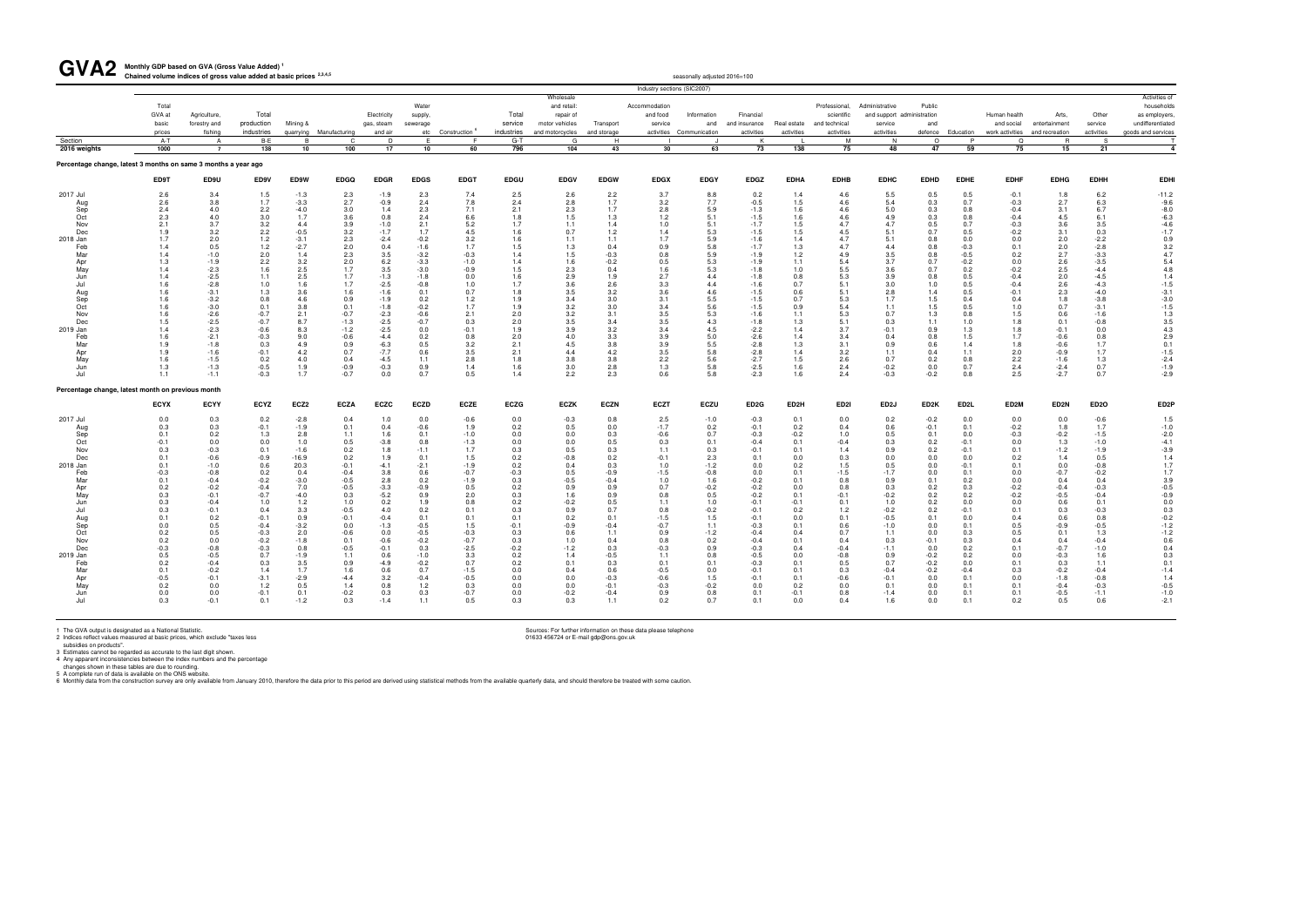# GVA2 Monthly GDP based on GVA (Gross Value Added)[1]

**Chained volume indices of gross value added at basic prices[2,3,4,5]**

seasonally adjusted 2016=100

Industry sections (SIC2007)

| | Total GVA at basic prices | Agriculture, forestry and fishing | Total production industries | Mining & quarrying | Manufacturing | Electricity gas, steam and air | Water supply, sewerage etc | Construction[6] | Total service industries | Wholesale and retail: repair of motor vehicles and motorcycles | Transport and storage | Accommodation and food service activities | Information and Communication | Financial and insurance activities | Real estate activities | Professional, scientific and technical activities | Administrative and support service activities | Public administration and defence | Education | Human health and social work activities | Arts, entertainment and recreation | Other service activities | Activities of households as employers, undifferentiated goods and services |
|---|---|---|---|---|---|---|---|---|---|---|---|---|---|---|---|---|---|---|---|---|---|---|---|
| Section | A-T | A | B-E | B | C | D | E | F | G-T | G | H | I | J | K | L | M | N | O | P | Q | R | S | T |
| 2016 weights | 1000 | 7 | 138 | 10 | 100 | 17 | 10 | 60 | 796 | 104 | 43 | 30 | 63 | 73 | 138 | 75 | 48 | 47 | 59 | 75 | 15 | 21 | 4 |

**Percentage change, latest 3 months on same 3 months a year ago**

| | ED9T | ED9U | ED9V | ED9W | EDGQ | EDGR | EDGS | EDGT | EDGU | EDGV | EDGW | EDGX | EDGY | EDGZ | EDHA | EDHB | EDHC | EDHD | EDHE | EDHF | EDHG | EDHH | EDHI |
|---|---|---|---|---|---|---|---|---|---|---|---|---|---|---|---|---|---|---|---|---|---|---|---|
| 2017 Jul | 2.6 | 3.4 | 1.5 | -1.3 | 2.3 | -1.9 | 2.3 | 7.4 | 2.5 | 2.6 | 2.2 | 3.7 | 8.8 | 0.2 | 1.4 | 4.6 | 5.5 | 0.5 | 0.5 | -0.1 | 1.8 | 6.2 | -11.2 |
| Aug | 2.6 | 3.8 | 1.7 | -3.3 | 2.7 | -0.9 | 2.4 | 7.8 | 2.4 | 2.8 | 1.7 | 3.2 | 7.7 | -0.5 | 1.5 | 4.6 | 5.4 | 0.3 | 0.7 | -0.3 | 2.7 | 6.3 | -9.6 |
| Sep | 2.4 | 4.0 | 2.2 | -4.0 | 3.0 | 1.4 | 2.3 | 7.1 | 2.1 | 2.3 | 1.7 | 2.8 | 5.9 | -1.3 | 1.6 | 4.6 | 5.0 | 0.3 | 0.8 | -0.4 | 3.1 | 6.7 | -8.0 |
| Oct | 2.3 | 4.0 | 3.0 | 1.7 | 3.6 | 0.8 | 2.4 | 6.6 | 1.8 | 1.5 | 1.3 | 1.2 | 5.1 | -1.5 | 1.6 | 4.6 | 4.9 | 0.3 | 0.8 | -0.4 | 4.5 | 6.1 | -6.3 |
| Nov | 2.1 | 3.7 | 3.2 | 4.4 | 3.9 | -1.0 | 2.1 | 5.2 | 1.7 | 1.1 | 1.4 | 1.0 | 5.1 | -1.7 | 1.5 | 4.7 | 4.7 | 0.5 | 0.7 | -0.3 | 3.6 | 3.5 | -4.6 |
| Dec | 1.9 | 3.2 | 2.2 | -0.5 | 3.2 | -1.7 | 1.7 | 4.5 | 1.6 | 0.7 | 1.2 | 1.4 | 5.3 | -1.5 | 1.5 | 4.5 | 5.1 | 0.7 | 0.5 | -0.2 | 3.1 | 0.3 | -1.7 |
| 2018 Jan | 1.7 | 2.0 | 1.2 | -3.1 | 2.3 | -2.4 | -0.2 | 3.2 | 1.6 | 1.1 | 1.1 | 1.7 | 5.9 | -1.6 | 1.4 | 4.7 | 5.1 | 0.8 | 0.0 | 0.0 | 2.0 | -2.2 | 0.9 |
| Feb | 1.4 | 0.5 | 1.2 | -2.7 | 2.0 | 0.4 | -1.6 | 1.7 | 1.5 | 1.3 | 0.4 | 0.9 | 5.8 | -1.7 | 1.3 | 4.7 | 4.4 | 0.8 | -0.3 | 0.1 | 2.0 | -2.8 | 3.2 |
| Mar | 1.4 | -1.0 | 2.0 | 1.4 | 2.3 | 3.5 | -3.2 | -0.3 | 1.4 | 1.5 | -0.3 | 0.8 | 5.9 | -1.9 | 1.2 | 4.9 | 3.5 | 0.8 | -0.5 | 0.2 | 2.7 | -3.3 | 4.7 |
| Apr | 1.3 | -1.9 | 2.2 | 3.2 | 2.0 | 6.2 | -3.3 | -1.0 | 1.4 | 1.6 | -0.2 | 0.5 | 5.3 | -1.9 | 1.1 | 5.4 | 3.7 | 0.7 | -0.2 | 0.0 | 2.6 | -3.5 | 5.4 |
| May | 1.4 | -2.3 | 1.6 | 2.5 | 1.7 | 3.5 | -3.0 | -0.9 | 1.5 | 2.3 | 0.4 | 1.6 | 5.3 | -1.8 | 1.0 | 5.5 | 3.6 | 0.7 | 0.2 | -0.2 | 2.5 | -4.4 | 4.8 |
| Jun | 1.4 | -2.5 | 1.1 | 2.5 | 1.7 | -1.3 | -1.8 | 0.0 | 1.6 | 2.9 | 1.9 | 2.7 | 4.4 | -1.8 | 0.8 | 5.3 | 3.9 | 0.8 | 0.5 | -0.4 | 2.0 | -4.5 | 1.4 |
| Jul | 1.6 | -2.8 | 1.0 | 1.6 | 1.7 | -2.5 | -0.8 | 1.0 | 1.7 | 3.6 | 2.6 | 3.3 | 4.4 | -1.6 | 0.7 | 5.1 | 3.0 | 1.0 | 0.5 | -0.4 | 2.6 | -4.3 | -1.5 |
| Aug | 1.6 | -3.1 | 1.3 | 3.6 | 1.6 | -1.6 | 0.1 | 0.7 | 1.8 | 3.5 | 3.2 | 3.6 | 4.6 | -1.5 | 0.6 | 5.1 | 2.8 | 1.4 | 0.5 | -0.1 | 2.3 | -4.0 | -3.1 |
| Sep | 1.6 | -3.2 | 0.8 | 4.6 | 0.9 | -1.9 | 0.2 | 1.2 | 1.9 | 3.4 | 3.0 | 3.1 | 5.5 | -1.5 | 0.7 | 5.3 | 1.7 | 1.5 | 0.4 | 0.4 | 1.8 | -3.8 | -3.0 |
| Oct | 1.6 | -3.0 | 0.1 | 3.8 | 0.1 | -1.8 | -0.2 | 1.7 | 1.9 | 3.2 | 3.0 | 3.4 | 5.6 | -1.5 | 0.9 | 5.4 | 1.1 | 1.5 | 0.5 | 1.0 | 0.7 | -3.1 | -1.5 |
| Nov | 1.6 | -2.6 | -0.7 | 2.1 | -0.7 | -2.3 | -0.6 | 2.1 | 2.0 | 3.2 | 3.1 | 3.5 | 5.3 | -1.6 | 1.1 | 5.3 | 0.7 | 1.3 | 0.8 | 1.5 | 0.6 | -1.6 | 1.3 |
| Dec | 1.5 | -2.5 | -0.7 | 8.7 | -1.3 | -2.5 | -0.7 | 0.3 | 2.0 | 3.5 | 3.4 | 3.5 | 4.3 | -1.8 | 1.3 | 5.1 | 0.3 | 1.1 | 1.0 | 1.8 | 0.1 | -0.8 | 3.5 |
| 2019 Jan | 1.4 | -2.3 | -0.6 | 8.3 | -1.2 | -2.5 | 0.0 | -0.1 | 1.9 | 3.9 | 3.2 | 3.4 | 4.5 | -2.2 | 1.4 | 3.7 | -0.1 | 0.9 | 1.3 | 1.8 | -0.1 | 0.0 | 4.3 |
| Feb | 1.6 | -2.1 | -0.3 | 9.0 | -0.6 | -4.4 | 0.2 | 0.8 | 2.0 | 4.0 | 3.3 | 3.9 | 5.0 | -2.6 | 1.4 | 3.4 | 0.4 | 0.8 | 1.5 | 1.7 | -0.6 | 0.8 | 2.9 |
| Mar | 1.9 | -1.8 | 0.3 | 4.9 | 0.9 | -6.3 | 0.5 | 3.2 | 2.1 | 4.5 | 3.8 | 3.9 | 5.5 | -2.8 | 1.3 | 3.1 | 0.9 | 0.6 | 1.4 | 1.8 | -0.6 | 1.7 | 0.1 |
| Apr | 1.9 | -1.6 | -0.1 | 4.2 | 0.7 | -7.7 | 0.6 | 3.5 | 2.1 | 4.4 | 4.2 | 3.5 | 5.8 | -2.8 | 1.4 | 3.2 | 1.1 | 0.4 | 1.1 | 2.0 | -0.9 | 1.7 | -1.5 |
| May | 1.6 | -1.5 | 0.2 | 4.0 | 0.4 | -4.5 | 1.1 | 2.8 | 1.8 | 3.8 | 3.8 | 2.2 | 5.6 | -2.7 | 1.5 | 2.6 | 0.7 | 0.2 | 0.8 | 2.2 | -1.6 | 1.3 | -2.4 |
| Jun | 1.3 | -1.3 | -0.5 | 1.9 | -0.9 | -0.3 | 0.9 | 1.4 | 1.6 | 3.0 | 2.8 | 1.3 | 5.8 | -2.5 | 1.6 | 2.4 | -0.2 | 0.0 | 0.7 | 2.4 | -2.4 | 0.7 | -1.9 |
| Jul | 1.1 | -1.1 | -0.3 | 1.7 | -0.7 | 0.0 | 0.7 | 0.5 | 1.4 | 2.2 | 2.3 | 0.6 | 5.8 | -2.3 | 1.6 | 2.4 | -0.3 | -0.2 | 0.8 | 2.5 | -2.7 | 0.7 | -2.9 |

**Percentage change, latest month on previous month**

| | ECYX | ECYY | ECYZ | ECZ2 | ECZA | ECZC | ECZD | ECZE | ECZG | ECZK | ECZN | ECZT | ECZU | ED2G | ED2H | ED2I | ED2J | ED2K | ED2L | ED2M | ED2N | ED2O | ED2P |
|---|---|---|---|---|---|---|---|---|---|---|---|---|---|---|---|---|---|---|---|---|---|---|---|
| 2017 Jul | 0.0 | 0.3 | 0.2 | -2.8 | 0.4 | 1.0 | 0.0 | -0.6 | 0.0 | -0.3 | 0.8 | 2.5 | -1.0 | -0.3 | 0.1 | 0.0 | 0.2 | -0.2 | 0.0 | 0.0 | 0.0 | -0.6 | 1.5 |
| Aug | 0.3 | 0.3 | -0.1 | -1.9 | 0.1 | 0.4 | -0.6 | 1.9 | 0.2 | 0.5 | 0.0 | -1.7 | 0.2 | -0.1 | 0.2 | 0.4 | 0.6 | -0.1 | 0.1 | -0.2 | 1.8 | 1.7 | -1.0 |
| Sep | 0.1 | 0.2 | 1.3 | 2.8 | 1.1 | 1.6 | 0.1 | -1.0 | 0.0 | 0.0 | 0.3 | -0.6 | 0.7 | -0.3 | -0.2 | 1.0 | 0.5 | 0.1 | 0.0 | -0.3 | -0.2 | -1.5 | -2.0 |
| Oct | -0.1 | 0.0 | 0.0 | 1.0 | 0.5 | -3.8 | 0.8 | -1.3 | 0.0 | 0.0 | 0.5 | 0.3 | 0.1 | -0.4 | 0.1 | -0.4 | 0.3 | 0.2 | -0.1 | 0.0 | 1.3 | -1.0 | -4.1 |
| Nov | 0.3 | -0.3 | 0.1 | -1.6 | 0.2 | 1.8 | -1.1 | 1.7 | 0.3 | 0.5 | 0.3 | 1.1 | 0.3 | -0.1 | 0.1 | 1.4 | 0.9 | 0.2 | -0.1 | 0.1 | -1.2 | -1.9 | -3.9 |
| Dec | 0.1 | -0.6 | -0.9 | -16.9 | 0.2 | 1.9 | 0.1 | 1.5 | 0.2 | -0.8 | 0.2 | -0.1 | 2.3 | 0.1 | 0.0 | 0.3 | 0.0 | 0.0 | 0.0 | 0.2 | 1.4 | 0.5 | 1.4 |
| 2018 Jan | 0.1 | -1.0 | 0.6 | 20.3 | -0.1 | -4.1 | -2.1 | -1.9 | 0.2 | 0.4 | 0.3 | 1.0 | -1.2 | 0.0 | 0.2 | 1.5 | 0.5 | 0.0 | -0.1 | 0.1 | 0.0 | -0.8 | 1.7 |
| Feb | -0.3 | -0.8 | 0.2 | 0.4 | -0.4 | 3.8 | 0.6 | -0.7 | -0.3 | 0.5 | -0.9 | -1.5 | -0.8 | 0.0 | 0.1 | -1.5 | -1.7 | 0.0 | 0.1 | 0.0 | -0.7 | -0.2 | 1.7 |
| Mar | 0.1 | -0.4 | -0.2 | -3.0 | -0.5 | 2.8 | 0.2 | -1.9 | 0.3 | -0.5 | -0.4 | 1.0 | 1.6 | -0.2 | 0.1 | 0.8 | 0.9 | 0.1 | 0.2 | 0.0 | 0.4 | 0.4 | 3.9 |
| Apr | 0.2 | -0.2 | -0.4 | 7.0 | -0.5 | -3.3 | -0.9 | 0.5 | 0.2 | 0.9 | 0.9 | 0.7 | -0.2 | -0.2 | 0.0 | 0.8 | 0.3 | 0.2 | 0.3 | -0.2 | -0.4 | -0.3 | -0.5 |
| May | 0.3 | -0.1 | -0.7 | -4.0 | 0.3 | -5.2 | 0.9 | 2.0 | 0.3 | 1.6 | 0.9 | 0.8 | 0.5 | -0.2 | 0.1 | -0.1 | -0.2 | 0.2 | 0.2 | -0.2 | -0.5 | -0.4 | -0.9 |
| Jun | 0.3 | -0.4 | 1.0 | 1.2 | 1.0 | 0.2 | 1.9 | 0.8 | 0.2 | -0.2 | 0.5 | 1.1 | 1.0 | -0.1 | -0.1 | 0.1 | 1.0 | 0.2 | 0.0 | 0.0 | 0.6 | 0.1 | 0.0 |
| Jul | 0.3 | -0.1 | 0.4 | 3.3 | -0.5 | 4.0 | 0.2 | 0.1 | 0.3 | 0.9 | 0.7 | 0.8 | -0.2 | -0.1 | 0.2 | 1.2 | -0.2 | 0.2 | -0.1 | 0.1 | 0.3 | -0.3 | 0.3 |
| Aug | 0.1 | 0.2 | -0.1 | 0.9 | -0.1 | -0.4 | 0.1 | 0.1 | 0.1 | 0.2 | 0.1 | -1.5 | 1.5 | -0.1 | 0.0 | 0.1 | -0.5 | 0.1 | 0.0 | 0.4 | 0.6 | 0.8 | -0.2 |
| Sep | 0.0 | 0.5 | -0.4 | -3.2 | 0.0 | -1.3 | -0.5 | 1.5 | -0.1 | -0.9 | -0.4 | -0.7 | 1.1 | -0.3 | 0.1 | 0.6 | -1.0 | 0.0 | 0.1 | 0.5 | -0.9 | -0.5 | -1.2 |
| Oct | 0.2 | 0.5 | -0.3 | 2.0 | -0.6 | 0.0 | -0.5 | -0.3 | 0.3 | 0.6 | 1.1 | 0.9 | -1.2 | -0.4 | 0.4 | 0.7 | 1.1 | 0.0 | 0.3 | 0.5 | 0.1 | 1.3 | -1.2 |
| Nov | 0.2 | 0.0 | -0.2 | -1.8 | 0.1 | -0.6 | -0.2 | -0.7 | 0.3 | 1.0 | 0.4 | 0.8 | 0.2 | -0.4 | 0.1 | 0.4 | 0.3 | -0.1 | 0.3 | 0.4 | 0.4 | -0.4 | 0.6 |
| Dec | -0.3 | -0.8 | -0.3 | 0.8 | -0.5 | -0.1 | 0.3 | -2.5 | -0.2 | -1.2 | 0.3 | -0.3 | 0.9 | -0.3 | 0.4 | -0.4 | -1.1 | 0.0 | 0.2 | 0.1 | -0.7 | -1.0 | 0.4 |
| 2019 Jan | 0.5 | -0.5 | 0.7 | -1.9 | 1.1 | 0.6 | -1.0 | 3.3 | 0.2 | 1.4 | -0.5 | 1.1 | 0.8 | -0.5 | 0.0 | -0.8 | 0.9 | -0.2 | 0.2 | 0.0 | -0.3 | 1.6 | 0.3 |
| Feb | 0.2 | -0.4 | 0.3 | 3.5 | 0.9 | -4.9 | -0.2 | 0.7 | 0.2 | 0.1 | 0.3 | 0.1 | 0.1 | -0.3 | 0.1 | 0.5 | 0.7 | -0.2 | 0.0 | 0.1 | 0.3 | 1.1 | 0.1 |
| Mar | 0.1 | -0.2 | 1.4 | 1.7 | 1.6 | 0.6 | 0.7 | -1.5 | 0.0 | 0.4 | 0.6 | -0.5 | 0.0 | -0.1 | 0.1 | 0.3 | -0.4 | -0.2 | -0.4 | 0.3 | -0.2 | -0.4 | -1.4 |
| Apr | -0.5 | -0.1 | -3.1 | -2.9 | -4.4 | 3.2 | -0.4 | -0.5 | 0.0 | 0.0 | -0.3 | -0.6 | 1.5 | -0.1 | 0.1 | -0.6 | -0.1 | 0.0 | 0.1 | 0.0 | -1.8 | -0.8 | 1.4 |
| May | 0.2 | 0.0 | 1.2 | 0.5 | 1.4 | 0.8 | 1.2 | 0.3 | 0.0 | 0.0 | -0.1 | -0.3 | -0.2 | 0.0 | 0.2 | 0.0 | 0.1 | 0.0 | 0.1 | 0.1 | -0.4 | -0.3 | -0.5 |
| Jun | 0.0 | 0.0 | -0.1 | 0.1 | -0.2 | 0.3 | 0.3 | -0.7 | 0.0 | -0.2 | -0.4 | 0.9 | 0.8 | 0.1 | -0.1 | 0.8 | -1.4 | 0.0 | 0.1 | 0.1 | -0.5 | -1.1 | -1.0 |
| Jul | 0.3 | -0.1 | 0.1 | -1.2 | 0.3 | -1.4 | 1.1 | 0.5 | 0.3 | 0.3 | 1.1 | 0.2 | 0.7 | 0.1 | 0.0 | 0.4 | 1.6 | 0.0 | 0.1 | 0.2 | 0.5 | 0.6 | -2.1 |

1 The GVA output is designated as a National Statistic.
2 Indices reflect values measured at basic prices, which exclude "taxes less subsidies on products".
3 Estimates cannot be regarded as accurate to the last digit shown.
4 Any apparent inconsistencies between the index numbers and the percentage changes shown in these tables are due to rounding.
5 A complete run of data is available on the ONS website.
6 Monthly data from the construction survey are only available from January 2010, therefore the data prior to this period are derived using statistical methods from the available quarterly data, and should therefore be treated with some caution.

Sources: For further information on these data please telephone 01633 456724 or E-mail gdp@ons.gov.uk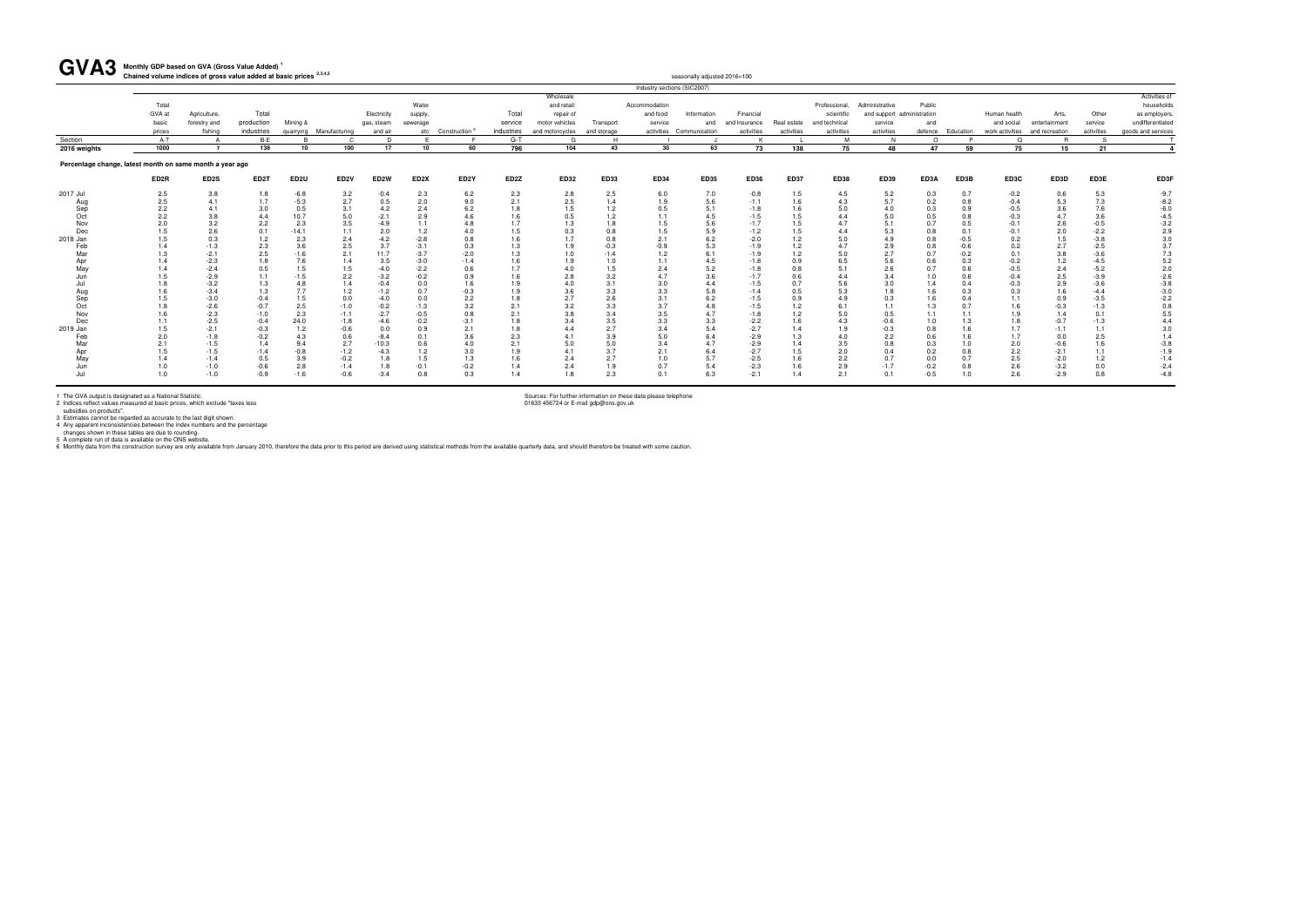# GVA3 Monthly GDP based on GVA (Gross Value Added) [1]

**Chained volume indices of gross value added at basic prices [2,3,4,5]**

seasonally adjusted 2016=100

Industry sections (SIC2007)

| | Total GVA at basic prices | Agriculture, forestry and fishing | Total production industries | Mining & quarrying | Manufacturing | Electricity gas, steam and air | Water supply, sewerage etc | Construction [6] | Total service industries | Wholesale and retail: repair of motor vehicles and motorcycles | Transport and storage | Accommodation and food service activities | Information and Communication | Financial and insurance activities | Real estate activities | Professional, scientific and technical activities | Administrative and support service activities | Public administration and defence | Education | Human health and social work activities | Arts, entertainment and recreation | Other service activities | Activities of households as employers, undifferentiated goods and services |
|---|---|---|---|---|---|---|---|---|---|---|---|---|---|---|---|---|---|---|---|---|---|---|---|
| Section | A-T | A | B-E | B | C | D | E | F | G-T | G | H | I | J | K | L | M | N | O | P | Q | R | S | T |
| 2016 weights | 1000 | 7 | 138 | 10 | 100 | 17 | 10 | 60 | 796 | 104 | 43 | 30 | 63 | 73 | 138 | 75 | 48 | 47 | 59 | 75 | 15 | 21 | 4 |
| **Percentage change, latest month on same month a year ago** | | | | | | | | | | | | | | | | | | | | | | | |
| | ED2R | ED2S | ED2T | ED2U | ED2V | ED2W | ED2X | ED2Y | ED2Z | ED32 | ED33 | ED34 | ED35 | ED36 | ED37 | ED38 | ED39 | ED3A | ED3B | ED3C | ED3D | ED3E | ED3F |
| 2017 Jul | 2.5 | 3.8 | 1.8 | -6.8 | 3.2 | -0.4 | 2.3 | 6.2 | 2.3 | 2.8 | 2.5 | 6.0 | 7.0 | -0.8 | 1.5 | 4.5 | 5.2 | 0.3 | 0.7 | -0.2 | 0.6 | 5.3 | -9.7 |
| Aug | 2.5 | 4.1 | 1.7 | -5.3 | 2.7 | 0.5 | 2.0 | 9.0 | 2.1 | 2.5 | 1.4 | 1.9 | 5.6 | -1.1 | 1.6 | 4.3 | 5.7 | 0.2 | 0.8 | -0.4 | 5.3 | 7.3 | -8.2 |
| Sep | 2.2 | 4.1 | 3.0 | 0.5 | 3.1 | 4.2 | 2.4 | 6.2 | 1.8 | 1.5 | 1.2 | 0.5 | 5.1 | -1.8 | 1.6 | 5.0 | 4.0 | 0.3 | 0.9 | -0.5 | 3.6 | 7.6 | -6.0 |
| Oct | 2.2 | 3.8 | 4.4 | 10.7 | 5.0 | -2.1 | 2.9 | 4.6 | 1.6 | 0.5 | 1.2 | 1.1 | 4.5 | -1.5 | 1.5 | 4.4 | 5.0 | 0.5 | 0.8 | -0.3 | 4.7 | 3.6 | -4.5 |
| Nov | 2.0 | 3.2 | 2.2 | 2.3 | 3.5 | -4.9 | 1.1 | 4.8 | 1.7 | 1.3 | 1.8 | 1.5 | 5.6 | -1.7 | 1.5 | 4.7 | 5.1 | 0.7 | 0.5 | -0.1 | 2.6 | -0.5 | -3.2 |
| Dec | 1.5 | 2.6 | 0.1 | -14.1 | 1.1 | 2.0 | 1.2 | 4.0 | 1.5 | 0.3 | 0.8 | 1.5 | 5.9 | -1.2 | 1.5 | 4.4 | 5.3 | 0.8 | 0.1 | -0.1 | 2.0 | -2.2 | 2.9 |
| 2018 Jan | 1.5 | 0.3 | 1.2 | 2.3 | 2.4 | -4.2 | -2.8 | 0.8 | 1.6 | 1.7 | 0.8 | 2.1 | 6.2 | -2.0 | 1.2 | 5.0 | 4.9 | 0.8 | -0.5 | 0.2 | 1.5 | -3.8 | 3.0 |
| Feb | 1.4 | -1.3 | 2.3 | 3.6 | 2.5 | 3.7 | -3.1 | 0.3 | 1.3 | 1.9 | -0.3 | -0.9 | 5.3 | -1.9 | 1.2 | 4.7 | 2.9 | 0.8 | -0.6 | 0.2 | 2.7 | -2.5 | 3.7 |
| Mar | 1.3 | -2.1 | 2.5 | -1.6 | 2.1 | 11.7 | -3.7 | -2.0 | 1.3 | 1.0 | -1.4 | 1.2 | 6.1 | -1.9 | 1.2 | 5.0 | 2.7 | 0.7 | -0.2 | 0.1 | 3.8 | -3.6 | 7.3 |
| Apr | 1.4 | -2.3 | 1.8 | 7.6 | 1.4 | 3.5 | -3.0 | -1.4 | 1.6 | 1.9 | 1.0 | 1.1 | 4.5 | -1.8 | 0.9 | 6.5 | 5.6 | 0.6 | 0.3 | -0.2 | 1.2 | -4.5 | 5.2 |
| May | 1.4 | -2.4 | 0.5 | 1.5 | 1.5 | -4.0 | -2.2 | 0.6 | 1.7 | 4.0 | 1.5 | 2.4 | 5.2 | -1.8 | 0.8 | 5.1 | 2.6 | 0.7 | 0.6 | -0.5 | 2.4 | -5.2 | 2.0 |
| Jun | 1.5 | -2.9 | 1.1 | -1.5 | 2.2 | -3.2 | -0.2 | 0.9 | 1.6 | 2.8 | 3.2 | 4.7 | 3.6 | -1.7 | 0.6 | 4.4 | 3.4 | 1.0 | 0.6 | -0.4 | 2.5 | -3.9 | -2.6 |
| Jul | 1.8 | -3.2 | 1.3 | 4.8 | 1.4 | -0.4 | 0.0 | 1.6 | 1.9 | 4.0 | 3.1 | 3.0 | 4.4 | -1.5 | 0.7 | 5.6 | 3.0 | 1.4 | 0.4 | -0.3 | 2.9 | -3.6 | -3.8 |
| Aug | 1.6 | -3.4 | 1.3 | 7.7 | 1.2 | -1.2 | 0.7 | -0.3 | 1.9 | 3.6 | 3.3 | 3.3 | 5.8 | -1.4 | 0.5 | 5.3 | 1.8 | 1.6 | 0.3 | 0.3 | 1.6 | -4.4 | -3.0 |
| Sep | 1.5 | -3.0 | -0.4 | 1.5 | 0.0 | -4.0 | 0.0 | 2.2 | 1.8 | 2.7 | 2.6 | 3.1 | 6.2 | -1.5 | 0.9 | 4.9 | 0.3 | 1.6 | 0.4 | 1.1 | 0.9 | -3.5 | -2.2 |
| Oct | 1.8 | -2.6 | -0.7 | 2.5 | -1.0 | -0.2 | -1.3 | 3.2 | 2.1 | 3.2 | 3.3 | 3.7 | 4.8 | -1.5 | 1.2 | 6.1 | 1.1 | 1.3 | 0.7 | 1.6 | -0.3 | -1.3 | 0.8 |
| Nov | 1.6 | -2.3 | -1.0 | 2.3 | -1.1 | -2.7 | -0.5 | 0.8 | 2.1 | 3.8 | 3.4 | 3.5 | 4.7 | -1.8 | 1.2 | 5.0 | 0.5 | 1.1 | 1.1 | 1.9 | 1.4 | 0.1 | 5.5 |
| Dec | 1.1 | -2.5 | -0.4 | 24.0 | -1.8 | -4.6 | -0.2 | -3.1 | 1.8 | 3.4 | 3.5 | 3.3 | 3.3 | -2.2 | 1.6 | 4.3 | -0.6 | 1.0 | 1.3 | 1.8 | -0.7 | -1.3 | 4.4 |
| 2019 Jan | 1.5 | -2.1 | -0.3 | 1.2 | -0.6 | 0.0 | 0.9 | 2.1 | 1.8 | 4.4 | 2.7 | 3.4 | 5.4 | -2.7 | 1.4 | 1.9 | -0.3 | 0.8 | 1.6 | 1.7 | -1.1 | 1.1 | 3.0 |
| Feb | 2.0 | -1.8 | -0.2 | 4.3 | 0.6 | -8.4 | 0.1 | 3.6 | 2.3 | 4.1 | 3.9 | 5.0 | 6.4 | -2.9 | 1.3 | 4.0 | 2.2 | 0.6 | 1.6 | 1.7 | 0.0 | 2.5 | 1.4 |
| Mar | 2.1 | -1.5 | 1.4 | 9.4 | 2.7 | -10.3 | 0.6 | 4.0 | 2.1 | 5.0 | 5.0 | 3.4 | 4.7 | -2.9 | 1.4 | 3.5 | 0.8 | 0.3 | 1.0 | 2.0 | -0.6 | 1.6 | -3.8 |
| Apr | 1.5 | -1.5 | -1.4 | -0.8 | -1.2 | -4.3 | 1.2 | 3.0 | 1.9 | 4.1 | 3.7 | 2.1 | 6.4 | -2.7 | 1.5 | 2.0 | 0.4 | 0.2 | 0.8 | 2.2 | -2.1 | 1.1 | -1.9 |
| May | 1.4 | -1.4 | 0.5 | 3.9 | -0.2 | 1.8 | 1.5 | 1.3 | 1.6 | 2.4 | 2.7 | 1.0 | 5.7 | -2.5 | 1.6 | 2.2 | 0.7 | 0.0 | 0.7 | 2.5 | -2.0 | 1.2 | -1.4 |
| Jun | 1.0 | -1.0 | -0.6 | 2.8 | -1.4 | 1.8 | -0.1 | -0.2 | 1.4 | 2.4 | 1.9 | 0.7 | 5.4 | -2.3 | 1.6 | 2.9 | -1.7 | -0.2 | 0.8 | 2.6 | -3.2 | 0.0 | -2.4 |
| Jul | 1.0 | -1.0 | -0.9 | -1.6 | -0.6 | -3.4 | 0.8 | 0.3 | 1.4 | 1.8 | 2.3 | 0.1 | 6.3 | -2.1 | 1.4 | 2.1 | 0.1 | -0.5 | 1.0 | 2.6 | -2.9 | 0.8 | -4.8 |

1 The GVA output is designated as a National Statistic.
2 Indices reflect values measured at basic prices, which exclude "taxes less subsidies on products".
3 Estimates cannot be regarded as accurate to the last digit shown.
4 Any apparent inconsistencies between the index numbers and the percentage changes shown in these tables are due to rounding.
5 A complete run of data is available on the ONS website.
6 Monthly data from the construction survey are only available from January 2010, therefore the data prior to this period are derived using statistical methods from the available quarterly data, and should therefore be treated with some caution.

Sources: For further information on these data please telephone 01633 456724 or E-mail gdp@ons.gov.uk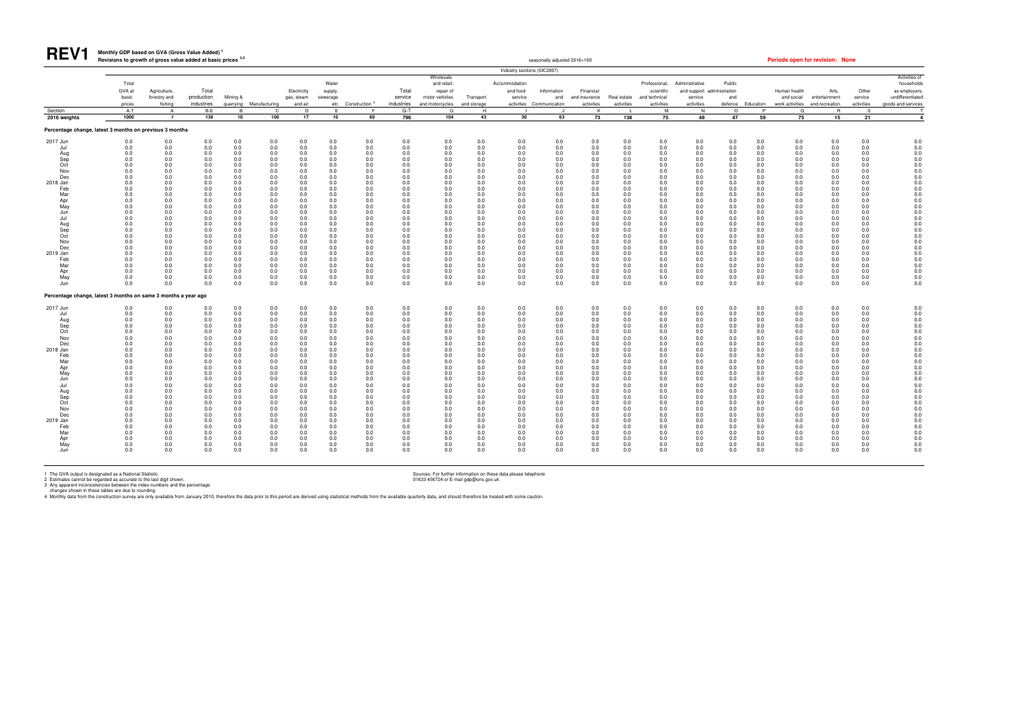# REV1

**Monthly GDP based on GVA (Gross Value Added)[1]**
**Revisions to growth of gross value added at basic prices[2,3]**

seasonally adjusted 2016=100

**Periods open for revision: None**

Industry sections (SIC2007)

| | Total GVA at basic prices | Agriculture, forestry and fishing | Total production industries | Mining & quarrying | Manufacturing | Electricity gas, steam and air | Water supply, sewerage etc | Construction[4] | Total service industries | Wholesale and retail; repair of motor vehicles and motorcycles | Transport and storage | Accommodation and food service activities | Information and Communication | Financial and insurance activities | Real estate activities | Professional, scientific and technical activities | Administrative and support service activities | Public administration and defence | Education | Human health and social work activities | Arts, entertainment and recreation | Other service activities | Activities of households as employers, undifferentiated goods and services |
|---|---|---|---|---|---|---|---|---|---|---|---|---|---|---|---|---|---|---|---|---|---|---|---|
| Section | A-T | A | B-E | B | C | D | E | F | G-T | G | H | I | J | K | L | M | N | O | P | Q | R | S | T |
| 2016 weights | 1000 | 7 | 138 | 10 | 100 | 17 | 10 | 60 | 796 | 104 | 43 | 30 | 63 | 73 | 138 | 75 | 48 | 47 | 59 | 75 | 15 | 21 | 4 |
| **Percentage change, latest 3 months on previous 3 months** | | | | | | | | | | | | | | | | | | | | | | | |
| 2017 Jun | 0.0 | 0.0 | 0.0 | 0.0 | 0.0 | 0.0 | 0.0 | 0.0 | 0.0 | 0.0 | 0.0 | 0.0 | 0.0 | 0.0 | 0.0 | 0.0 | 0.0 | 0.0 | 0.0 | 0.0 | 0.0 | 0.0 | 0.0 |
| Jul | 0.0 | 0.0 | 0.0 | 0.0 | 0.0 | 0.0 | 0.0 | 0.0 | 0.0 | 0.0 | 0.0 | 0.0 | 0.0 | 0.0 | 0.0 | 0.0 | 0.0 | 0.0 | 0.0 | 0.0 | 0.0 | 0.0 | 0.0 |
| Aug | 0.0 | 0.0 | 0.0 | 0.0 | 0.0 | 0.0 | 0.0 | 0.0 | 0.0 | 0.0 | 0.0 | 0.0 | 0.0 | 0.0 | 0.0 | 0.0 | 0.0 | 0.0 | 0.0 | 0.0 | 0.0 | 0.0 | 0.0 |
| Sep | 0.0 | 0.0 | 0.0 | 0.0 | 0.0 | 0.0 | 0.0 | 0.0 | 0.0 | 0.0 | 0.0 | 0.0 | 0.0 | 0.0 | 0.0 | 0.0 | 0.0 | 0.0 | 0.0 | 0.0 | 0.0 | 0.0 | 0.0 |
| Oct | 0.0 | 0.0 | 0.0 | 0.0 | 0.0 | 0.0 | 0.0 | 0.0 | 0.0 | 0.0 | 0.0 | 0.0 | 0.0 | 0.0 | 0.0 | 0.0 | 0.0 | 0.0 | 0.0 | 0.0 | 0.0 | 0.0 | 0.0 |
| Nov | 0.0 | 0.0 | 0.0 | 0.0 | 0.0 | 0.0 | 0.0 | 0.0 | 0.0 | 0.0 | 0.0 | 0.0 | 0.0 | 0.0 | 0.0 | 0.0 | 0.0 | 0.0 | 0.0 | 0.0 | 0.0 | 0.0 | 0.0 |
| Dec | 0.0 | 0.0 | 0.0 | 0.0 | 0.0 | 0.0 | 0.0 | 0.0 | 0.0 | 0.0 | 0.0 | 0.0 | 0.0 | 0.0 | 0.0 | 0.0 | 0.0 | 0.0 | 0.0 | 0.0 | 0.0 | 0.0 | 0.0 |
| 2018 Jan | 0.0 | 0.0 | 0.0 | 0.0 | 0.0 | 0.0 | 0.0 | 0.0 | 0.0 | 0.0 | 0.0 | 0.0 | 0.0 | 0.0 | 0.0 | 0.0 | 0.0 | 0.0 | 0.0 | 0.0 | 0.0 | 0.0 | 0.0 |
| Feb | 0.0 | 0.0 | 0.0 | 0.0 | 0.0 | 0.0 | 0.0 | 0.0 | 0.0 | 0.0 | 0.0 | 0.0 | 0.0 | 0.0 | 0.0 | 0.0 | 0.0 | 0.0 | 0.0 | 0.0 | 0.0 | 0.0 | 0.0 |
| Mar | 0.0 | 0.0 | 0.0 | 0.0 | 0.0 | 0.0 | 0.0 | 0.0 | 0.0 | 0.0 | 0.0 | 0.0 | 0.0 | 0.0 | 0.0 | 0.0 | 0.0 | 0.0 | 0.0 | 0.0 | 0.0 | 0.0 | 0.0 |
| Apr | 0.0 | 0.0 | 0.0 | 0.0 | 0.0 | 0.0 | 0.0 | 0.0 | 0.0 | 0.0 | 0.0 | 0.0 | 0.0 | 0.0 | 0.0 | 0.0 | 0.0 | 0.0 | 0.0 | 0.0 | 0.0 | 0.0 | 0.0 |
| May | 0.0 | 0.0 | 0.0 | 0.0 | 0.0 | 0.0 | 0.0 | 0.0 | 0.0 | 0.0 | 0.0 | 0.0 | 0.0 | 0.0 | 0.0 | 0.0 | 0.0 | 0.0 | 0.0 | 0.0 | 0.0 | 0.0 | 0.0 |
| Jun | 0.0 | 0.0 | 0.0 | 0.0 | 0.0 | 0.0 | 0.0 | 0.0 | 0.0 | 0.0 | 0.0 | 0.0 | 0.0 | 0.0 | 0.0 | 0.0 | 0.0 | 0.0 | 0.0 | 0.0 | 0.0 | 0.0 | 0.0 |
| Jul | 0.0 | 0.0 | 0.0 | 0.0 | 0.0 | 0.0 | 0.0 | 0.0 | 0.0 | 0.0 | 0.0 | 0.0 | 0.0 | 0.0 | 0.0 | 0.0 | 0.0 | 0.0 | 0.0 | 0.0 | 0.0 | 0.0 | 0.0 |
| Aug | 0.0 | 0.0 | 0.0 | 0.0 | 0.0 | 0.0 | 0.0 | 0.0 | 0.0 | 0.0 | 0.0 | 0.0 | 0.0 | 0.0 | 0.0 | 0.0 | 0.0 | 0.0 | 0.0 | 0.0 | 0.0 | 0.0 | 0.0 |
| Sep | 0.0 | 0.0 | 0.0 | 0.0 | 0.0 | 0.0 | 0.0 | 0.0 | 0.0 | 0.0 | 0.0 | 0.0 | 0.0 | 0.0 | 0.0 | 0.0 | 0.0 | 0.0 | 0.0 | 0.0 | 0.0 | 0.0 | 0.0 |
| Oct | 0.0 | 0.0 | 0.0 | 0.0 | 0.0 | 0.0 | 0.0 | 0.0 | 0.0 | 0.0 | 0.0 | 0.0 | 0.0 | 0.0 | 0.0 | 0.0 | 0.0 | 0.0 | 0.0 | 0.0 | 0.0 | 0.0 | 0.0 |
| Nov | 0.0 | 0.0 | 0.0 | 0.0 | 0.0 | 0.0 | 0.0 | 0.0 | 0.0 | 0.0 | 0.0 | 0.0 | 0.0 | 0.0 | 0.0 | 0.0 | 0.0 | 0.0 | 0.0 | 0.0 | 0.0 | 0.0 | 0.0 |
| Dec | 0.0 | 0.0 | 0.0 | 0.0 | 0.0 | 0.0 | 0.0 | 0.0 | 0.0 | 0.0 | 0.0 | 0.0 | 0.0 | 0.0 | 0.0 | 0.0 | 0.0 | 0.0 | 0.0 | 0.0 | 0.0 | 0.0 | 0.0 |
| 2019 Jan | 0.0 | 0.0 | 0.0 | 0.0 | 0.0 | 0.0 | 0.0 | 0.0 | 0.0 | 0.0 | 0.0 | 0.0 | 0.0 | 0.0 | 0.0 | 0.0 | 0.0 | 0.0 | 0.0 | 0.0 | 0.0 | 0.0 | 0.0 |
| Feb | 0.0 | 0.0 | 0.0 | 0.0 | 0.0 | 0.0 | 0.0 | 0.0 | 0.0 | 0.0 | 0.0 | 0.0 | 0.0 | 0.0 | 0.0 | 0.0 | 0.0 | 0.0 | 0.0 | 0.0 | 0.0 | 0.0 | 0.0 |
| Mar | 0.0 | 0.0 | 0.0 | 0.0 | 0.0 | 0.0 | 0.0 | 0.0 | 0.0 | 0.0 | 0.0 | 0.0 | 0.0 | 0.0 | 0.0 | 0.0 | 0.0 | 0.0 | 0.0 | 0.0 | 0.0 | 0.0 | 0.0 |
| Apr | 0.0 | 0.0 | 0.0 | 0.0 | 0.0 | 0.0 | 0.0 | 0.0 | 0.0 | 0.0 | 0.0 | 0.0 | 0.0 | 0.0 | 0.0 | 0.0 | 0.0 | 0.0 | 0.0 | 0.0 | 0.0 | 0.0 | 0.0 |
| May | 0.0 | 0.0 | 0.0 | 0.0 | 0.0 | 0.0 | 0.0 | 0.0 | 0.0 | 0.0 | 0.0 | 0.0 | 0.0 | 0.0 | 0.0 | 0.0 | 0.0 | 0.0 | 0.0 | 0.0 | 0.0 | 0.0 | 0.0 |
| Jun | 0.0 | 0.0 | 0.0 | 0.0 | 0.0 | 0.0 | 0.0 | 0.0 | 0.0 | 0.0 | 0.0 | 0.0 | 0.0 | 0.0 | 0.0 | 0.0 | 0.0 | 0.0 | 0.0 | 0.0 | 0.0 | 0.0 | 0.0 |
| **Percentage change, latest 3 months on same 3 months a year ago** | | | | | | | | | | | | | | | | | | | | | | | |
| 2017 Jun | 0.0 | 0.0 | 0.0 | 0.0 | 0.0 | 0.0 | 0.0 | 0.0 | 0.0 | 0.0 | 0.0 | 0.0 | 0.0 | 0.0 | 0.0 | 0.0 | 0.0 | 0.0 | 0.0 | 0.0 | 0.0 | 0.0 | 0.0 |
| Jul | 0.0 | 0.0 | 0.0 | 0.0 | 0.0 | 0.0 | 0.0 | 0.0 | 0.0 | 0.0 | 0.0 | 0.0 | 0.0 | 0.0 | 0.0 | 0.0 | 0.0 | 0.0 | 0.0 | 0.0 | 0.0 | 0.0 | 0.0 |
| Aug | 0.0 | 0.0 | 0.0 | 0.0 | 0.0 | 0.0 | 0.0 | 0.0 | 0.0 | 0.0 | 0.0 | 0.0 | 0.0 | 0.0 | 0.0 | 0.0 | 0.0 | 0.0 | 0.0 | 0.0 | 0.0 | 0.0 | 0.0 |
| Sep | 0.0 | 0.0 | 0.0 | 0.0 | 0.0 | 0.0 | 0.0 | 0.0 | 0.0 | 0.0 | 0.0 | 0.0 | 0.0 | 0.0 | 0.0 | 0.0 | 0.0 | 0.0 | 0.0 | 0.0 | 0.0 | 0.0 | 0.0 |
| Oct | 0.0 | 0.0 | 0.0 | 0.0 | 0.0 | 0.0 | 0.0 | 0.0 | 0.0 | 0.0 | 0.0 | 0.0 | 0.0 | 0.0 | 0.0 | 0.0 | 0.0 | 0.0 | 0.0 | 0.0 | 0.0 | 0.0 | 0.0 |
| Nov | 0.0 | 0.0 | 0.0 | 0.0 | 0.0 | 0.0 | 0.0 | 0.0 | 0.0 | 0.0 | 0.0 | 0.0 | 0.0 | 0.0 | 0.0 | 0.0 | 0.0 | 0.0 | 0.0 | 0.0 | 0.0 | 0.0 | 0.0 |
| Dec | 0.0 | 0.0 | 0.0 | 0.0 | 0.0 | 0.0 | 0.0 | 0.0 | 0.0 | 0.0 | 0.0 | 0.0 | 0.0 | 0.0 | 0.0 | 0.0 | 0.0 | 0.0 | 0.0 | 0.0 | 0.0 | 0.0 | 0.0 |
| 2018 Jan | 0.0 | 0.0 | 0.0 | 0.0 | 0.0 | 0.0 | 0.0 | 0.0 | 0.0 | 0.0 | 0.0 | 0.0 | 0.0 | 0.0 | 0.0 | 0.0 | 0.0 | 0.0 | 0.0 | 0.0 | 0.0 | 0.0 | 0.0 |
| Feb | 0.0 | 0.0 | 0.0 | 0.0 | 0.0 | 0.0 | 0.0 | 0.0 | 0.0 | 0.0 | 0.0 | 0.0 | 0.0 | 0.0 | 0.0 | 0.0 | 0.0 | 0.0 | 0.0 | 0.0 | 0.0 | 0.0 | 0.0 |
| Mar | 0.0 | 0.0 | 0.0 | 0.0 | 0.0 | 0.0 | 0.0 | 0.0 | 0.0 | 0.0 | 0.0 | 0.0 | 0.0 | 0.0 | 0.0 | 0.0 | 0.0 | 0.0 | 0.0 | 0.0 | 0.0 | 0.0 | 0.0 |
| Apr | 0.0 | 0.0 | 0.0 | 0.0 | 0.0 | 0.0 | 0.0 | 0.0 | 0.0 | 0.0 | 0.0 | 0.0 | 0.0 | 0.0 | 0.0 | 0.0 | 0.0 | 0.0 | 0.0 | 0.0 | 0.0 | 0.0 | 0.0 |
| May | 0.0 | 0.0 | 0.0 | 0.0 | 0.0 | 0.0 | 0.0 | 0.0 | 0.0 | 0.0 | 0.0 | 0.0 | 0.0 | 0.0 | 0.0 | 0.0 | 0.0 | 0.0 | 0.0 | 0.0 | 0.0 | 0.0 | 0.0 |
| Jun | 0.0 | 0.0 | 0.0 | 0.0 | 0.0 | 0.0 | 0.0 | 0.0 | 0.0 | 0.0 | 0.0 | 0.0 | 0.0 | 0.0 | 0.0 | 0.0 | 0.0 | 0.0 | 0.0 | 0.0 | 0.0 | 0.0 | 0.0 |
| Jul | 0.0 | 0.0 | 0.0 | 0.0 | 0.0 | 0.0 | 0.0 | 0.0 | 0.0 | 0.0 | 0.0 | 0.0 | 0.0 | 0.0 | 0.0 | 0.0 | 0.0 | 0.0 | 0.0 | 0.0 | 0.0 | 0.0 | 0.0 |
| Aug | 0.0 | 0.0 | 0.0 | 0.0 | 0.0 | 0.0 | 0.0 | 0.0 | 0.0 | 0.0 | 0.0 | 0.0 | 0.0 | 0.0 | 0.0 | 0.0 | 0.0 | 0.0 | 0.0 | 0.0 | 0.0 | 0.0 | 0.0 |
| Sep | 0.0 | 0.0 | 0.0 | 0.0 | 0.0 | 0.0 | 0.0 | 0.0 | 0.0 | 0.0 | 0.0 | 0.0 | 0.0 | 0.0 | 0.0 | 0.0 | 0.0 | 0.0 | 0.0 | 0.0 | 0.0 | 0.0 | 0.0 |
| Oct | 0.0 | 0.0 | 0.0 | 0.0 | 0.0 | 0.0 | 0.0 | 0.0 | 0.0 | 0.0 | 0.0 | 0.0 | 0.0 | 0.0 | 0.0 | 0.0 | 0.0 | 0.0 | 0.0 | 0.0 | 0.0 | 0.0 | 0.0 |
| Nov | 0.0 | 0.0 | 0.0 | 0.0 | 0.0 | 0.0 | 0.0 | 0.0 | 0.0 | 0.0 | 0.0 | 0.0 | 0.0 | 0.0 | 0.0 | 0.0 | 0.0 | 0.0 | 0.0 | 0.0 | 0.0 | 0.0 | 0.0 |
| Dec | 0.0 | 0.0 | 0.0 | 0.0 | 0.0 | 0.0 | 0.0 | 0.0 | 0.0 | 0.0 | 0.0 | 0.0 | 0.0 | 0.0 | 0.0 | 0.0 | 0.0 | 0.0 | 0.0 | 0.0 | 0.0 | 0.0 | 0.0 |
| 2019 Jan | 0.0 | 0.0 | 0.0 | 0.0 | 0.0 | 0.0 | 0.0 | 0.0 | 0.0 | 0.0 | 0.0 | 0.0 | 0.0 | 0.0 | 0.0 | 0.0 | 0.0 | 0.0 | 0.0 | 0.0 | 0.0 | 0.0 | 0.0 |
| Feb | 0.0 | 0.0 | 0.0 | 0.0 | 0.0 | 0.0 | 0.0 | 0.0 | 0.0 | 0.0 | 0.0 | 0.0 | 0.0 | 0.0 | 0.0 | 0.0 | 0.0 | 0.0 | 0.0 | 0.0 | 0.0 | 0.0 | 0.0 |
| Mar | 0.0 | 0.0 | 0.0 | 0.0 | 0.0 | 0.0 | 0.0 | 0.0 | 0.0 | 0.0 | 0.0 | 0.0 | 0.0 | 0.0 | 0.0 | 0.0 | 0.0 | 0.0 | 0.0 | 0.0 | 0.0 | 0.0 | 0.0 |
| Apr | 0.0 | 0.0 | 0.0 | 0.0 | 0.0 | 0.0 | 0.0 | 0.0 | 0.0 | 0.0 | 0.0 | 0.0 | 0.0 | 0.0 | 0.0 | 0.0 | 0.0 | 0.0 | 0.0 | 0.0 | 0.0 | 0.0 | 0.0 |
| May | 0.0 | 0.0 | 0.0 | 0.0 | 0.0 | 0.0 | 0.0 | 0.0 | 0.0 | 0.0 | 0.0 | 0.0 | 0.0 | 0.0 | 0.0 | 0.0 | 0.0 | 0.0 | 0.0 | 0.0 | 0.0 | 0.0 | 0.0 |
| Jun | 0.0 | 0.0 | 0.0 | 0.0 | 0.0 | 0.0 | 0.0 | 0.0 | 0.0 | 0.0 | 0.0 | 0.0 | 0.0 | 0.0 | 0.0 | 0.0 | 0.0 | 0.0 | 0.0 | 0.0 | 0.0 | 0.0 | 0.0 |

1 The GVA output is designated as a National Statistic.
2 Estimates cannot be regarded as accurate to the last digit shown.
3 Any apparent inconsistencies between the index numbers and the percentage changes shown in these tables are due to rounding.
4 Monthly data from the construction survey are only available from January 2010, therefore the data prior to this period are derived using statistical methods from the available quarterly data, and should therefore be treated with some caution.

Sources: For further information on these data please telephone 01633 456724 or E-mail gdp@ons.gov.uk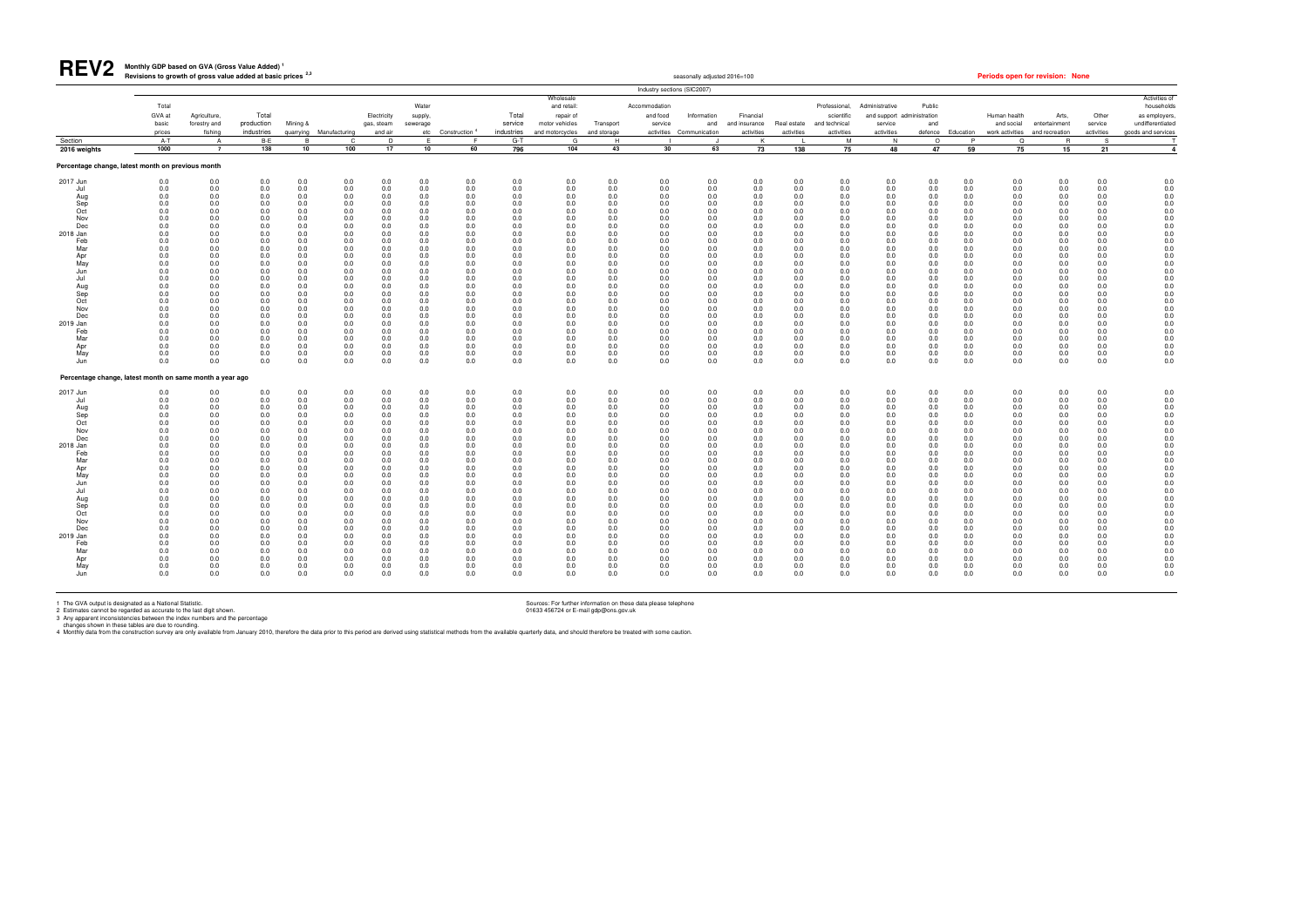# REV2 Monthly GDP based on GVA (Gross Value Added) [1]

## Revisions to growth of gross value added at basic prices [2,3]

seasonally adjusted 2016=100

**Periods open for revision: None**

Industry sections (SIC2007)

| | Total GVA at basic prices | Agriculture, forestry and fishing | Total production industries | Mining & quarrying | Manufacturing | Electricity gas, steam and air | Water supply, sewerage etc | Construction [4] | Total service industries | Wholesale and retail; repair of motor vehicles and motorcycles | Transport and storage | Accommodation and food service activities | Information and Communication | Financial and insurance activities | Real estate activities | Professional, scientific and technical activities | Administrative and support service activities | Public administration and defence | Education | Human health and social work activities | Arts, entertainment and recreation | Other service activities | Activities of households as employers, undifferentiated goods and services |
|---|---|---|---|---|---|---|---|---|---|---|---|---|---|---|---|---|---|---|---|---|---|---|---|
| Section | A-T | A | B-E | B | C | D | E | F | G-T | G | H | I | J | K | L | M | N | O | P | Q | R | S | T |
| 2016 weights | 1000 | 7 | 138 | 10 | 100 | 17 | 10 | 60 | 796 | 104 | 43 | 30 | 63 | 73 | 138 | 75 | 48 | 47 | 59 | 75 | 15 | 21 | 4 |
| **Percentage change, latest month on previous month** | | | | | | | | | | | | | | | | | | | | | | | |
| 2017 Jun | 0.0 | 0.0 | 0.0 | 0.0 | 0.0 | 0.0 | 0.0 | 0.0 | 0.0 | 0.0 | 0.0 | 0.0 | 0.0 | 0.0 | 0.0 | 0.0 | 0.0 | 0.0 | 0.0 | 0.0 | 0.0 | 0.0 | 0.0 |
| Jul | 0.0 | 0.0 | 0.0 | 0.0 | 0.0 | 0.0 | 0.0 | 0.0 | 0.0 | 0.0 | 0.0 | 0.0 | 0.0 | 0.0 | 0.0 | 0.0 | 0.0 | 0.0 | 0.0 | 0.0 | 0.0 | 0.0 | 0.0 |
| Aug | 0.0 | 0.0 | 0.0 | 0.0 | 0.0 | 0.0 | 0.0 | 0.0 | 0.0 | 0.0 | 0.0 | 0.0 | 0.0 | 0.0 | 0.0 | 0.0 | 0.0 | 0.0 | 0.0 | 0.0 | 0.0 | 0.0 | 0.0 |
| Sep | 0.0 | 0.0 | 0.0 | 0.0 | 0.0 | 0.0 | 0.0 | 0.0 | 0.0 | 0.0 | 0.0 | 0.0 | 0.0 | 0.0 | 0.0 | 0.0 | 0.0 | 0.0 | 0.0 | 0.0 | 0.0 | 0.0 | 0.0 |
| Oct | 0.0 | 0.0 | 0.0 | 0.0 | 0.0 | 0.0 | 0.0 | 0.0 | 0.0 | 0.0 | 0.0 | 0.0 | 0.0 | 0.0 | 0.0 | 0.0 | 0.0 | 0.0 | 0.0 | 0.0 | 0.0 | 0.0 | 0.0 |
| Nov | 0.0 | 0.0 | 0.0 | 0.0 | 0.0 | 0.0 | 0.0 | 0.0 | 0.0 | 0.0 | 0.0 | 0.0 | 0.0 | 0.0 | 0.0 | 0.0 | 0.0 | 0.0 | 0.0 | 0.0 | 0.0 | 0.0 | 0.0 |
| Dec | 0.0 | 0.0 | 0.0 | 0.0 | 0.0 | 0.0 | 0.0 | 0.0 | 0.0 | 0.0 | 0.0 | 0.0 | 0.0 | 0.0 | 0.0 | 0.0 | 0.0 | 0.0 | 0.0 | 0.0 | 0.0 | 0.0 | 0.0 |
| 2018 Jan | 0.0 | 0.0 | 0.0 | 0.0 | 0.0 | 0.0 | 0.0 | 0.0 | 0.0 | 0.0 | 0.0 | 0.0 | 0.0 | 0.0 | 0.0 | 0.0 | 0.0 | 0.0 | 0.0 | 0.0 | 0.0 | 0.0 | 0.0 |
| Feb | 0.0 | 0.0 | 0.0 | 0.0 | 0.0 | 0.0 | 0.0 | 0.0 | 0.0 | 0.0 | 0.0 | 0.0 | 0.0 | 0.0 | 0.0 | 0.0 | 0.0 | 0.0 | 0.0 | 0.0 | 0.0 | 0.0 | 0.0 |
| Mar | 0.0 | 0.0 | 0.0 | 0.0 | 0.0 | 0.0 | 0.0 | 0.0 | 0.0 | 0.0 | 0.0 | 0.0 | 0.0 | 0.0 | 0.0 | 0.0 | 0.0 | 0.0 | 0.0 | 0.0 | 0.0 | 0.0 | 0.0 |
| Apr | 0.0 | 0.0 | 0.0 | 0.0 | 0.0 | 0.0 | 0.0 | 0.0 | 0.0 | 0.0 | 0.0 | 0.0 | 0.0 | 0.0 | 0.0 | 0.0 | 0.0 | 0.0 | 0.0 | 0.0 | 0.0 | 0.0 | 0.0 |
| May | 0.0 | 0.0 | 0.0 | 0.0 | 0.0 | 0.0 | 0.0 | 0.0 | 0.0 | 0.0 | 0.0 | 0.0 | 0.0 | 0.0 | 0.0 | 0.0 | 0.0 | 0.0 | 0.0 | 0.0 | 0.0 | 0.0 | 0.0 |
| Jun | 0.0 | 0.0 | 0.0 | 0.0 | 0.0 | 0.0 | 0.0 | 0.0 | 0.0 | 0.0 | 0.0 | 0.0 | 0.0 | 0.0 | 0.0 | 0.0 | 0.0 | 0.0 | 0.0 | 0.0 | 0.0 | 0.0 | 0.0 |
| Jul | 0.0 | 0.0 | 0.0 | 0.0 | 0.0 | 0.0 | 0.0 | 0.0 | 0.0 | 0.0 | 0.0 | 0.0 | 0.0 | 0.0 | 0.0 | 0.0 | 0.0 | 0.0 | 0.0 | 0.0 | 0.0 | 0.0 | 0.0 |
| Aug | 0.0 | 0.0 | 0.0 | 0.0 | 0.0 | 0.0 | 0.0 | 0.0 | 0.0 | 0.0 | 0.0 | 0.0 | 0.0 | 0.0 | 0.0 | 0.0 | 0.0 | 0.0 | 0.0 | 0.0 | 0.0 | 0.0 | 0.0 |
| Sep | 0.0 | 0.0 | 0.0 | 0.0 | 0.0 | 0.0 | 0.0 | 0.0 | 0.0 | 0.0 | 0.0 | 0.0 | 0.0 | 0.0 | 0.0 | 0.0 | 0.0 | 0.0 | 0.0 | 0.0 | 0.0 | 0.0 | 0.0 |
| Oct | 0.0 | 0.0 | 0.0 | 0.0 | 0.0 | 0.0 | 0.0 | 0.0 | 0.0 | 0.0 | 0.0 | 0.0 | 0.0 | 0.0 | 0.0 | 0.0 | 0.0 | 0.0 | 0.0 | 0.0 | 0.0 | 0.0 | 0.0 |
| Nov | 0.0 | 0.0 | 0.0 | 0.0 | 0.0 | 0.0 | 0.0 | 0.0 | 0.0 | 0.0 | 0.0 | 0.0 | 0.0 | 0.0 | 0.0 | 0.0 | 0.0 | 0.0 | 0.0 | 0.0 | 0.0 | 0.0 | 0.0 |
| Dec | 0.0 | 0.0 | 0.0 | 0.0 | 0.0 | 0.0 | 0.0 | 0.0 | 0.0 | 0.0 | 0.0 | 0.0 | 0.0 | 0.0 | 0.0 | 0.0 | 0.0 | 0.0 | 0.0 | 0.0 | 0.0 | 0.0 | 0.0 |
| 2019 Jan | 0.0 | 0.0 | 0.0 | 0.0 | 0.0 | 0.0 | 0.0 | 0.0 | 0.0 | 0.0 | 0.0 | 0.0 | 0.0 | 0.0 | 0.0 | 0.0 | 0.0 | 0.0 | 0.0 | 0.0 | 0.0 | 0.0 | 0.0 |
| Feb | 0.0 | 0.0 | 0.0 | 0.0 | 0.0 | 0.0 | 0.0 | 0.0 | 0.0 | 0.0 | 0.0 | 0.0 | 0.0 | 0.0 | 0.0 | 0.0 | 0.0 | 0.0 | 0.0 | 0.0 | 0.0 | 0.0 | 0.0 |
| Mar | 0.0 | 0.0 | 0.0 | 0.0 | 0.0 | 0.0 | 0.0 | 0.0 | 0.0 | 0.0 | 0.0 | 0.0 | 0.0 | 0.0 | 0.0 | 0.0 | 0.0 | 0.0 | 0.0 | 0.0 | 0.0 | 0.0 | 0.0 |
| Apr | 0.0 | 0.0 | 0.0 | 0.0 | 0.0 | 0.0 | 0.0 | 0.0 | 0.0 | 0.0 | 0.0 | 0.0 | 0.0 | 0.0 | 0.0 | 0.0 | 0.0 | 0.0 | 0.0 | 0.0 | 0.0 | 0.0 | 0.0 |
| May | 0.0 | 0.0 | 0.0 | 0.0 | 0.0 | 0.0 | 0.0 | 0.0 | 0.0 | 0.0 | 0.0 | 0.0 | 0.0 | 0.0 | 0.0 | 0.0 | 0.0 | 0.0 | 0.0 | 0.0 | 0.0 | 0.0 | 0.0 |
| Jun | 0.0 | 0.0 | 0.0 | 0.0 | 0.0 | 0.0 | 0.0 | 0.0 | 0.0 | 0.0 | 0.0 | 0.0 | 0.0 | 0.0 | 0.0 | 0.0 | 0.0 | 0.0 | 0.0 | 0.0 | 0.0 | 0.0 | 0.0 |
| **Percentage change, latest month on same month a year ago** | | | | | | | | | | | | | | | | | | | | | | | |
| 2017 Jun | 0.0 | 0.0 | 0.0 | 0.0 | 0.0 | 0.0 | 0.0 | 0.0 | 0.0 | 0.0 | 0.0 | 0.0 | 0.0 | 0.0 | 0.0 | 0.0 | 0.0 | 0.0 | 0.0 | 0.0 | 0.0 | 0.0 | 0.0 |
| Jul | 0.0 | 0.0 | 0.0 | 0.0 | 0.0 | 0.0 | 0.0 | 0.0 | 0.0 | 0.0 | 0.0 | 0.0 | 0.0 | 0.0 | 0.0 | 0.0 | 0.0 | 0.0 | 0.0 | 0.0 | 0.0 | 0.0 | 0.0 |
| Aug | 0.0 | 0.0 | 0.0 | 0.0 | 0.0 | 0.0 | 0.0 | 0.0 | 0.0 | 0.0 | 0.0 | 0.0 | 0.0 | 0.0 | 0.0 | 0.0 | 0.0 | 0.0 | 0.0 | 0.0 | 0.0 | 0.0 | 0.0 |
| Sep | 0.0 | 0.0 | 0.0 | 0.0 | 0.0 | 0.0 | 0.0 | 0.0 | 0.0 | 0.0 | 0.0 | 0.0 | 0.0 | 0.0 | 0.0 | 0.0 | 0.0 | 0.0 | 0.0 | 0.0 | 0.0 | 0.0 | 0.0 |
| Oct | 0.0 | 0.0 | 0.0 | 0.0 | 0.0 | 0.0 | 0.0 | 0.0 | 0.0 | 0.0 | 0.0 | 0.0 | 0.0 | 0.0 | 0.0 | 0.0 | 0.0 | 0.0 | 0.0 | 0.0 | 0.0 | 0.0 | 0.0 |
| Nov | 0.0 | 0.0 | 0.0 | 0.0 | 0.0 | 0.0 | 0.0 | 0.0 | 0.0 | 0.0 | 0.0 | 0.0 | 0.0 | 0.0 | 0.0 | 0.0 | 0.0 | 0.0 | 0.0 | 0.0 | 0.0 | 0.0 | 0.0 |
| Dec | 0.0 | 0.0 | 0.0 | 0.0 | 0.0 | 0.0 | 0.0 | 0.0 | 0.0 | 0.0 | 0.0 | 0.0 | 0.0 | 0.0 | 0.0 | 0.0 | 0.0 | 0.0 | 0.0 | 0.0 | 0.0 | 0.0 | 0.0 |
| 2018 Jan | 0.0 | 0.0 | 0.0 | 0.0 | 0.0 | 0.0 | 0.0 | 0.0 | 0.0 | 0.0 | 0.0 | 0.0 | 0.0 | 0.0 | 0.0 | 0.0 | 0.0 | 0.0 | 0.0 | 0.0 | 0.0 | 0.0 | 0.0 |
| Feb | 0.0 | 0.0 | 0.0 | 0.0 | 0.0 | 0.0 | 0.0 | 0.0 | 0.0 | 0.0 | 0.0 | 0.0 | 0.0 | 0.0 | 0.0 | 0.0 | 0.0 | 0.0 | 0.0 | 0.0 | 0.0 | 0.0 | 0.0 |
| Mar | 0.0 | 0.0 | 0.0 | 0.0 | 0.0 | 0.0 | 0.0 | 0.0 | 0.0 | 0.0 | 0.0 | 0.0 | 0.0 | 0.0 | 0.0 | 0.0 | 0.0 | 0.0 | 0.0 | 0.0 | 0.0 | 0.0 | 0.0 |
| Apr | 0.0 | 0.0 | 0.0 | 0.0 | 0.0 | 0.0 | 0.0 | 0.0 | 0.0 | 0.0 | 0.0 | 0.0 | 0.0 | 0.0 | 0.0 | 0.0 | 0.0 | 0.0 | 0.0 | 0.0 | 0.0 | 0.0 | 0.0 |
| May | 0.0 | 0.0 | 0.0 | 0.0 | 0.0 | 0.0 | 0.0 | 0.0 | 0.0 | 0.0 | 0.0 | 0.0 | 0.0 | 0.0 | 0.0 | 0.0 | 0.0 | 0.0 | 0.0 | 0.0 | 0.0 | 0.0 | 0.0 |
| Jun | 0.0 | 0.0 | 0.0 | 0.0 | 0.0 | 0.0 | 0.0 | 0.0 | 0.0 | 0.0 | 0.0 | 0.0 | 0.0 | 0.0 | 0.0 | 0.0 | 0.0 | 0.0 | 0.0 | 0.0 | 0.0 | 0.0 | 0.0 |
| Jul | 0.0 | 0.0 | 0.0 | 0.0 | 0.0 | 0.0 | 0.0 | 0.0 | 0.0 | 0.0 | 0.0 | 0.0 | 0.0 | 0.0 | 0.0 | 0.0 | 0.0 | 0.0 | 0.0 | 0.0 | 0.0 | 0.0 | 0.0 |
| Aug | 0.0 | 0.0 | 0.0 | 0.0 | 0.0 | 0.0 | 0.0 | 0.0 | 0.0 | 0.0 | 0.0 | 0.0 | 0.0 | 0.0 | 0.0 | 0.0 | 0.0 | 0.0 | 0.0 | 0.0 | 0.0 | 0.0 | 0.0 |
| Sep | 0.0 | 0.0 | 0.0 | 0.0 | 0.0 | 0.0 | 0.0 | 0.0 | 0.0 | 0.0 | 0.0 | 0.0 | 0.0 | 0.0 | 0.0 | 0.0 | 0.0 | 0.0 | 0.0 | 0.0 | 0.0 | 0.0 | 0.0 |
| Oct | 0.0 | 0.0 | 0.0 | 0.0 | 0.0 | 0.0 | 0.0 | 0.0 | 0.0 | 0.0 | 0.0 | 0.0 | 0.0 | 0.0 | 0.0 | 0.0 | 0.0 | 0.0 | 0.0 | 0.0 | 0.0 | 0.0 | 0.0 |
| Nov | 0.0 | 0.0 | 0.0 | 0.0 | 0.0 | 0.0 | 0.0 | 0.0 | 0.0 | 0.0 | 0.0 | 0.0 | 0.0 | 0.0 | 0.0 | 0.0 | 0.0 | 0.0 | 0.0 | 0.0 | 0.0 | 0.0 | 0.0 |
| Dec | 0.0 | 0.0 | 0.0 | 0.0 | 0.0 | 0.0 | 0.0 | 0.0 | 0.0 | 0.0 | 0.0 | 0.0 | 0.0 | 0.0 | 0.0 | 0.0 | 0.0 | 0.0 | 0.0 | 0.0 | 0.0 | 0.0 | 0.0 |
| 2019 Jan | 0.0 | 0.0 | 0.0 | 0.0 | 0.0 | 0.0 | 0.0 | 0.0 | 0.0 | 0.0 | 0.0 | 0.0 | 0.0 | 0.0 | 0.0 | 0.0 | 0.0 | 0.0 | 0.0 | 0.0 | 0.0 | 0.0 | 0.0 |
| Feb | 0.0 | 0.0 | 0.0 | 0.0 | 0.0 | 0.0 | 0.0 | 0.0 | 0.0 | 0.0 | 0.0 | 0.0 | 0.0 | 0.0 | 0.0 | 0.0 | 0.0 | 0.0 | 0.0 | 0.0 | 0.0 | 0.0 | 0.0 |
| Mar | 0.0 | 0.0 | 0.0 | 0.0 | 0.0 | 0.0 | 0.0 | 0.0 | 0.0 | 0.0 | 0.0 | 0.0 | 0.0 | 0.0 | 0.0 | 0.0 | 0.0 | 0.0 | 0.0 | 0.0 | 0.0 | 0.0 | 0.0 |
| Apr | 0.0 | 0.0 | 0.0 | 0.0 | 0.0 | 0.0 | 0.0 | 0.0 | 0.0 | 0.0 | 0.0 | 0.0 | 0.0 | 0.0 | 0.0 | 0.0 | 0.0 | 0.0 | 0.0 | 0.0 | 0.0 | 0.0 | 0.0 |
| May | 0.0 | 0.0 | 0.0 | 0.0 | 0.0 | 0.0 | 0.0 | 0.0 | 0.0 | 0.0 | 0.0 | 0.0 | 0.0 | 0.0 | 0.0 | 0.0 | 0.0 | 0.0 | 0.0 | 0.0 | 0.0 | 0.0 | 0.0 |
| Jun | 0.0 | 0.0 | 0.0 | 0.0 | 0.0 | 0.0 | 0.0 | 0.0 | 0.0 | 0.0 | 0.0 | 0.0 | 0.0 | 0.0 | 0.0 | 0.0 | 0.0 | 0.0 | 0.0 | 0.0 | 0.0 | 0.0 | 0.0 |

1 The GVA output is designated as a National Statistic.
2 Estimates cannot be regarded as accurate to the last digit shown.
3 Any apparent inconsistencies between the index numbers and the percentage changes shown in these tables are due to rounding.
4 Monthly data from the construction survey are only available from January 2010, therefore the data prior to this period are derived using statistical methods from the available quarterly data, and should therefore be treated with some caution.

Sources: For further information on these data please telephone 01633 456724 or E-mail gdp@ons.gov.uk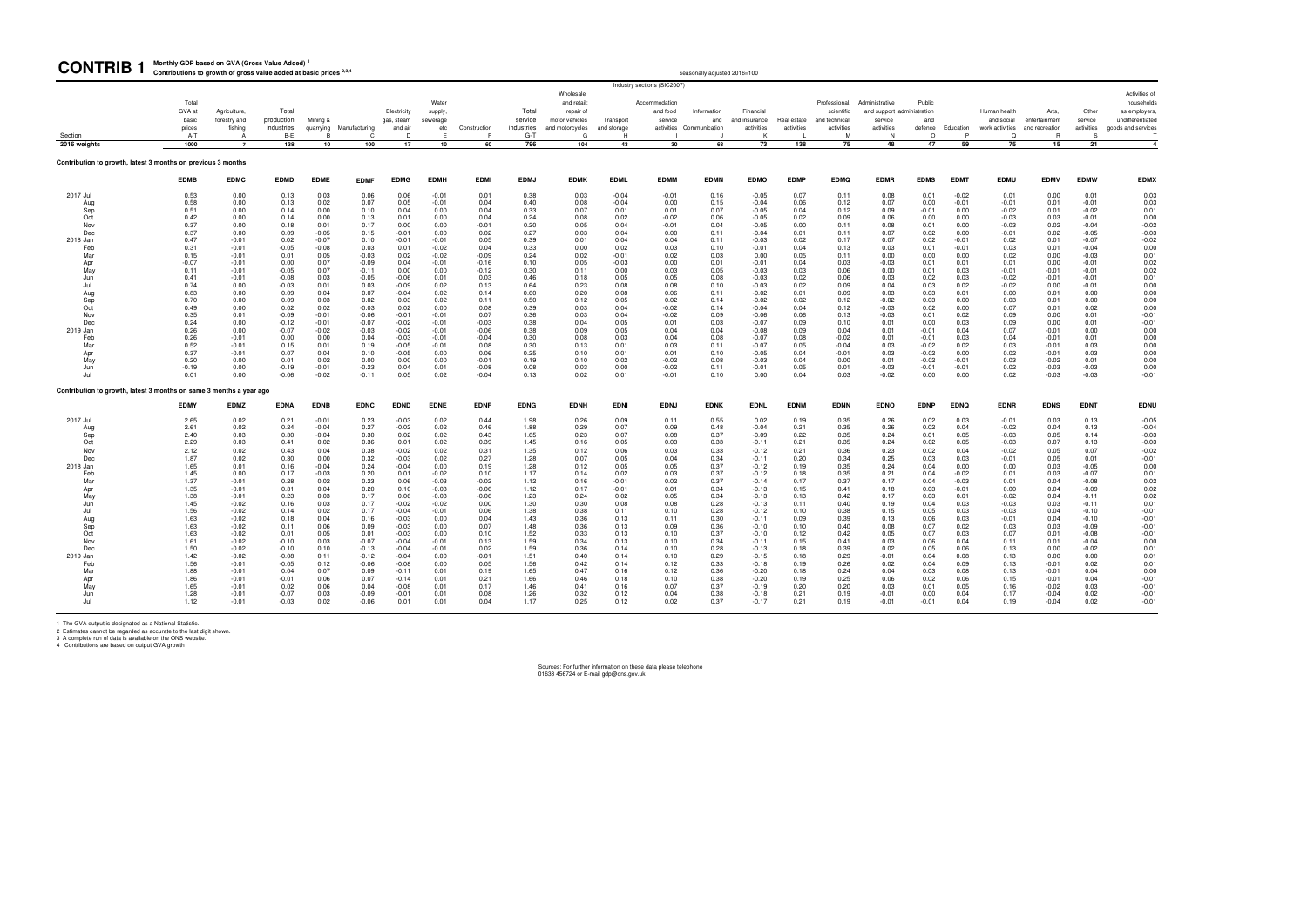# CONTRIB 1 Monthly GDP based on GVA (Gross Value Added) [1]

**Contributions to growth of gross value added at basic prices [2,3,4]**

seasonally adjusted 2016=100

Industry sections (SIC2007)

| | Total GVA at basic prices | Agriculture, forestry and fishing | Total production industries | Mining & quarrying | Manufacturing | Electricity gas, steam and air | Water supply, sewerage etc | Construction | Total service industries | Wholesale and retail: repair of motor vehicles and motorcycles | Transport and storage | Accommodation and food service activities | Information and Communication | Financial and insurance activities | Real estate activities | Professional, scientific and technical activities | Administrative and support service activities | Public administration and defence | Education | Human health and social work activities | Arts, entertainment and recreation | Other service activities | Activities of households as employers, undifferentiated goods and services |
|---|---|---|---|---|---|---|---|---|---|---|---|---|---|---|---|---|---|---|---|---|---|---|---|
| Section | A-T | A | B-E | B | C | D | E | F | G-T | G | H | I | J | K | L | M | N | O | P | Q | R | S | T |
| 2016 weights | 1000 | 7 | 138 | 10 | 100 | 17 | 10 | 60 | 796 | 104 | 43 | 30 | 63 | 73 | 138 | 75 | 48 | 47 | 59 | 75 | 15 | 21 | 4 |

**Contribution to growth, latest 3 months on previous 3 months**

| | EDMB | EDMC | EDMD | EDME | EDMF | EDMG | EDMH | EDMI | EDMJ | EDMK | EDML | EDMM | EDMN | EDMO | EDMP | EDMQ | EDMR | EDMS | EDMT | EDMU | EDMV | EDMW | EDMX |
|---|---|---|---|---|---|---|---|---|---|---|---|---|---|---|---|---|---|---|---|---|---|---|---|
| 2017 Jul | 0.53 | 0.00 | 0.13 | 0.03 | 0.06 | 0.06 | -0.01 | 0.01 | 0.38 | 0.03 | -0.04 | -0.01 | 0.16 | -0.05 | 0.07 | 0.11 | 0.08 | 0.01 | -0.02 | 0.01 | 0.00 | 0.01 | 0.03 |
| Aug | 0.58 | 0.00 | 0.13 | 0.02 | 0.07 | 0.05 | -0.01 | 0.04 | 0.40 | 0.08 | -0.04 | 0.00 | 0.15 | -0.04 | 0.06 | 0.12 | 0.07 | 0.00 | -0.01 | -0.01 | 0.01 | -0.01 | 0.03 |
| Sep | 0.51 | 0.00 | 0.14 | 0.00 | 0.10 | 0.04 | 0.00 | 0.04 | 0.33 | 0.07 | 0.01 | 0.01 | 0.07 | -0.05 | 0.04 | 0.12 | 0.09 | -0.01 | 0.00 | -0.02 | 0.01 | -0.02 | 0.01 |
| Oct | 0.42 | 0.00 | 0.14 | 0.00 | 0.13 | 0.01 | 0.00 | 0.04 | 0.24 | 0.08 | 0.02 | -0.02 | 0.06 | -0.05 | 0.02 | 0.09 | 0.06 | 0.00 | 0.00 | -0.03 | 0.03 | -0.01 | 0.00 |
| Nov | 0.37 | 0.00 | 0.18 | 0.01 | 0.17 | 0.00 | 0.00 | -0.01 | 0.20 | 0.05 | 0.04 | -0.01 | 0.04 | -0.05 | 0.00 | 0.11 | 0.08 | 0.01 | 0.00 | -0.03 | 0.02 | -0.04 | -0.02 |
| Dec | 0.37 | 0.00 | 0.09 | -0.05 | 0.15 | -0.01 | 0.00 | 0.02 | 0.27 | 0.03 | 0.04 | 0.00 | 0.11 | -0.04 | 0.01 | 0.11 | 0.07 | 0.02 | 0.00 | -0.01 | 0.02 | -0.05 | -0.03 |
| 2018 Jan | 0.47 | -0.01 | 0.02 | -0.07 | 0.10 | -0.01 | -0.01 | 0.05 | 0.39 | 0.01 | 0.04 | 0.04 | 0.11 | -0.03 | 0.02 | 0.17 | 0.07 | 0.02 | -0.01 | 0.02 | 0.01 | -0.07 | -0.02 |
| Feb | 0.31 | -0.01 | -0.05 | -0.08 | 0.03 | 0.01 | -0.02 | 0.04 | 0.33 | 0.00 | 0.02 | 0.03 | 0.10 | -0.01 | 0.04 | 0.13 | 0.03 | 0.01 | -0.01 | 0.03 | 0.01 | -0.04 | 0.00 |
| Mar | 0.15 | -0.01 | 0.01 | 0.05 | -0.03 | 0.02 | -0.02 | -0.09 | 0.24 | 0.02 | -0.01 | 0.02 | 0.03 | 0.00 | 0.05 | 0.11 | 0.00 | 0.00 | 0.00 | 0.02 | 0.00 | -0.03 | 0.01 |
| Apr | -0.07 | -0.01 | 0.00 | 0.07 | -0.09 | 0.04 | -0.01 | -0.16 | 0.10 | 0.05 | -0.03 | 0.00 | 0.01 | -0.01 | 0.04 | 0.03 | -0.03 | 0.01 | 0.01 | 0.01 | 0.00 | -0.01 | 0.02 |
| May | 0.11 | -0.01 | -0.05 | 0.07 | -0.11 | 0.00 | 0.00 | -0.12 | 0.30 | 0.11 | 0.00 | 0.03 | 0.05 | -0.03 | 0.03 | 0.06 | 0.00 | 0.01 | 0.03 | -0.01 | -0.01 | -0.01 | 0.02 |
| Jun | 0.41 | -0.01 | -0.08 | 0.03 | -0.05 | -0.06 | 0.01 | 0.03 | 0.46 | 0.18 | 0.05 | 0.05 | 0.08 | -0.03 | 0.02 | 0.06 | 0.03 | 0.02 | 0.03 | -0.02 | -0.01 | -0.01 | 0.01 |
| Jul | 0.74 | 0.00 | -0.03 | 0.01 | 0.03 | -0.09 | 0.02 | 0.13 | 0.64 | 0.23 | 0.08 | 0.08 | 0.10 | -0.03 | 0.02 | 0.09 | 0.04 | 0.03 | 0.02 | -0.02 | 0.00 | -0.01 | 0.00 |
| Aug | 0.83 | 0.00 | 0.09 | 0.04 | 0.07 | -0.04 | 0.02 | 0.14 | 0.60 | 0.20 | 0.08 | 0.06 | 0.11 | -0.02 | 0.01 | 0.09 | 0.03 | 0.03 | 0.01 | 0.00 | 0.01 | 0.00 | 0.00 |
| Sep | 0.70 | 0.00 | 0.09 | 0.03 | 0.02 | 0.03 | 0.02 | 0.11 | 0.50 | 0.12 | 0.05 | 0.02 | 0.14 | -0.02 | 0.02 | 0.12 | -0.02 | 0.03 | 0.00 | 0.03 | 0.01 | 0.00 | 0.00 |
| Oct | 0.49 | 0.00 | 0.02 | 0.02 | -0.03 | 0.02 | 0.00 | 0.08 | 0.39 | 0.03 | 0.04 | -0.02 | 0.14 | -0.04 | 0.04 | 0.12 | -0.03 | 0.02 | 0.00 | 0.07 | 0.01 | 0.02 | 0.00 |
| Nov | 0.35 | 0.01 | -0.09 | -0.01 | -0.06 | -0.01 | -0.01 | 0.07 | 0.36 | 0.03 | 0.04 | -0.02 | 0.09 | -0.06 | 0.06 | 0.13 | -0.03 | 0.01 | 0.02 | 0.09 | 0.00 | 0.01 | -0.01 |
| Dec | 0.24 | 0.00 | -0.12 | -0.01 | -0.07 | -0.02 | -0.01 | -0.03 | 0.38 | 0.04 | 0.05 | 0.01 | 0.03 | -0.07 | 0.09 | 0.10 | 0.01 | 0.00 | 0.03 | 0.09 | 0.00 | 0.01 | -0.01 |
| 2019 Jan | 0.26 | 0.00 | -0.07 | -0.02 | -0.03 | -0.02 | -0.01 | -0.06 | 0.38 | 0.09 | 0.05 | 0.04 | 0.04 | -0.08 | 0.09 | 0.04 | 0.01 | -0.01 | 0.04 | 0.07 | -0.01 | 0.00 | 0.00 |
| Feb | 0.26 | -0.01 | 0.00 | 0.00 | 0.04 | -0.03 | -0.01 | -0.04 | 0.30 | 0.08 | 0.03 | 0.04 | 0.08 | -0.07 | 0.08 | -0.02 | 0.01 | -0.01 | 0.03 | 0.04 | -0.01 | 0.01 | 0.00 |
| Mar | 0.52 | -0.01 | 0.15 | 0.01 | 0.19 | -0.05 | -0.01 | 0.08 | 0.30 | 0.13 | 0.01 | 0.03 | 0.11 | -0.07 | 0.05 | -0.04 | 0.03 | -0.02 | 0.02 | 0.03 | -0.01 | 0.03 | 0.00 |
| Apr | 0.37 | -0.01 | 0.07 | 0.04 | 0.10 | -0.05 | 0.00 | 0.06 | 0.25 | 0.10 | 0.01 | 0.01 | 0.10 | -0.05 | 0.04 | -0.01 | 0.03 | -0.02 | 0.00 | 0.02 | -0.01 | 0.03 | 0.00 |
| May | 0.20 | 0.00 | 0.01 | 0.02 | 0.00 | 0.00 | 0.00 | -0.01 | 0.19 | 0.10 | 0.02 | -0.02 | 0.08 | -0.03 | 0.04 | 0.00 | 0.01 | -0.02 | -0.01 | 0.03 | -0.02 | 0.01 | 0.00 |
| Jun | -0.19 | 0.00 | -0.19 | -0.01 | -0.23 | 0.04 | 0.01 | -0.08 | 0.08 | 0.03 | 0.00 | -0.02 | 0.11 | -0.01 | 0.05 | 0.01 | -0.03 | -0.01 | -0.01 | 0.02 | -0.03 | -0.03 | 0.00 |
| Jul | 0.01 | 0.00 | -0.06 | -0.02 | -0.11 | 0.05 | 0.02 | -0.04 | 0.13 | 0.02 | 0.01 | -0.01 | 0.10 | 0.00 | 0.04 | 0.03 | -0.02 | 0.00 | 0.00 | 0.02 | -0.03 | -0.03 | -0.01 |

**Contribution to growth, latest 3 months on same 3 months a year ago**

| | EDMY | EDMZ | EDNA | EDNB | EDNC | EDND | EDNE | EDNF | EDNG | EDNH | EDNI | EDNJ | EDNK | EDNL | EDNM | EDNN | EDNO | EDNP | EDNQ | EDNR | EDNS | EDNT | EDNU |
|---|---|---|---|---|---|---|---|---|---|---|---|---|---|---|---|---|---|---|---|---|---|---|---|
| 2017 Jul | 2.65 | 0.02 | 0.21 | -0.01 | 0.23 | -0.03 | 0.02 | 0.44 | 1.98 | 0.26 | 0.09 | 0.11 | 0.55 | 0.02 | 0.19 | 0.35 | 0.26 | 0.02 | 0.03 | -0.01 | 0.03 | 0.13 | -0.05 |
| Aug | 2.61 | 0.02 | 0.24 | -0.04 | 0.27 | -0.02 | 0.02 | 0.46 | 1.88 | 0.29 | 0.07 | 0.09 | 0.48 | -0.04 | 0.21 | 0.35 | 0.26 | 0.02 | 0.04 | -0.02 | 0.04 | 0.13 | -0.04 |
| Sep | 2.40 | 0.03 | 0.30 | -0.04 | 0.30 | 0.02 | 0.02 | 0.43 | 1.65 | 0.23 | 0.07 | 0.08 | 0.37 | -0.09 | 0.22 | 0.35 | 0.24 | 0.01 | 0.05 | -0.03 | 0.05 | 0.14 | -0.03 |
| Oct | 2.29 | 0.03 | 0.41 | 0.02 | 0.36 | 0.01 | 0.02 | 0.39 | 1.45 | 0.16 | 0.05 | 0.03 | 0.33 | -0.11 | 0.21 | 0.35 | 0.24 | 0.02 | 0.05 | -0.03 | 0.07 | 0.13 | -0.03 |
| Nov | 2.12 | 0.02 | 0.43 | 0.04 | 0.38 | -0.02 | 0.02 | 0.31 | 1.35 | 0.12 | 0.06 | 0.03 | 0.33 | -0.12 | 0.21 | 0.36 | 0.23 | 0.02 | 0.04 | -0.02 | 0.05 | 0.07 | -0.02 |
| Dec | 1.87 | 0.02 | 0.30 | 0.00 | 0.32 | -0.03 | 0.02 | 0.27 | 1.28 | 0.07 | 0.05 | 0.04 | 0.34 | -0.11 | 0.20 | 0.34 | 0.25 | 0.03 | 0.03 | -0.01 | 0.05 | 0.01 | -0.01 |
| 2018 Jan | 1.65 | 0.01 | 0.16 | -0.04 | 0.24 | -0.04 | 0.00 | 0.19 | 1.28 | 0.12 | 0.05 | 0.05 | 0.37 | -0.12 | 0.19 | 0.35 | 0.24 | 0.04 | 0.00 | 0.00 | 0.03 | -0.05 | 0.00 |
| Feb | 1.45 | 0.00 | 0.17 | -0.03 | 0.20 | 0.01 | -0.02 | 0.10 | 1.17 | 0.14 | 0.02 | 0.03 | 0.37 | -0.12 | 0.18 | 0.35 | 0.21 | 0.04 | -0.02 | 0.01 | 0.03 | -0.07 | 0.01 |
| Mar | 1.37 | -0.01 | 0.28 | 0.02 | 0.23 | 0.06 | -0.03 | -0.02 | 1.12 | 0.16 | -0.01 | 0.02 | 0.37 | -0.14 | 0.17 | 0.37 | 0.17 | 0.04 | -0.03 | 0.01 | 0.04 | -0.08 | 0.02 |
| Apr | 1.35 | -0.01 | 0.31 | 0.04 | 0.20 | 0.10 | -0.03 | -0.06 | 1.12 | 0.17 | -0.01 | 0.01 | 0.34 | -0.13 | 0.15 | 0.41 | 0.18 | 0.03 | -0.01 | 0.00 | 0.04 | -0.09 | 0.02 |
| May | 1.38 | -0.01 | 0.23 | 0.03 | 0.17 | 0.06 | -0.03 | -0.06 | 1.23 | 0.24 | 0.02 | 0.05 | 0.34 | -0.13 | 0.13 | 0.42 | 0.17 | 0.03 | 0.01 | -0.02 | 0.04 | -0.11 | 0.02 |
| Jun | 1.45 | -0.02 | 0.16 | 0.03 | 0.17 | -0.02 | -0.02 | 0.00 | 1.30 | 0.30 | 0.08 | 0.08 | 0.28 | -0.13 | 0.11 | 0.40 | 0.19 | 0.04 | 0.03 | -0.03 | 0.03 | -0.11 | 0.01 |
| Jul | 1.56 | -0.02 | 0.14 | 0.02 | 0.17 | -0.04 | -0.01 | 0.06 | 1.38 | 0.38 | 0.11 | 0.10 | 0.28 | -0.12 | 0.10 | 0.38 | 0.15 | 0.05 | 0.03 | -0.03 | 0.04 | -0.10 | -0.01 |
| Aug | 1.63 | -0.02 | 0.18 | 0.04 | 0.16 | -0.03 | 0.00 | 0.04 | 1.43 | 0.36 | 0.13 | 0.11 | 0.30 | -0.11 | 0.09 | 0.39 | 0.13 | 0.06 | 0.03 | -0.01 | 0.04 | -0.10 | -0.01 |
| Sep | 1.63 | -0.02 | 0.11 | 0.06 | 0.09 | -0.03 | 0.00 | 0.07 | 1.48 | 0.36 | 0.13 | 0.09 | 0.36 | -0.10 | 0.10 | 0.40 | 0.08 | 0.07 | 0.02 | 0.03 | 0.03 | -0.09 | -0.01 |
| Oct | 1.63 | -0.02 | 0.01 | 0.05 | 0.01 | -0.03 | 0.00 | 0.10 | 1.52 | 0.33 | 0.13 | 0.10 | 0.37 | -0.10 | 0.12 | 0.42 | 0.05 | 0.07 | 0.03 | 0.07 | 0.01 | -0.08 | -0.01 |
| Nov | 1.61 | -0.02 | -0.10 | 0.03 | -0.07 | -0.04 | -0.01 | 0.13 | 1.59 | 0.34 | 0.13 | 0.10 | 0.34 | -0.11 | 0.15 | 0.41 | 0.03 | 0.06 | 0.04 | 0.11 | 0.01 | -0.04 | 0.00 |
| Dec | 1.50 | -0.02 | -0.10 | 0.10 | -0.13 | -0.04 | -0.01 | 0.02 | 1.59 | 0.36 | 0.14 | 0.10 | 0.28 | -0.13 | 0.18 | 0.39 | 0.02 | 0.05 | 0.06 | 0.13 | 0.00 | -0.02 | 0.01 |
| 2019 Jan | 1.42 | -0.02 | -0.08 | 0.11 | -0.12 | -0.04 | 0.00 | -0.01 | 1.51 | 0.40 | 0.14 | 0.10 | 0.29 | -0.15 | 0.18 | 0.29 | -0.01 | 0.04 | 0.08 | 0.13 | 0.00 | 0.00 | 0.01 |
| Feb | 1.56 | -0.01 | -0.05 | 0.12 | -0.06 | -0.08 | 0.00 | 0.05 | 1.56 | 0.42 | 0.14 | 0.12 | 0.33 | -0.18 | 0.19 | 0.26 | 0.02 | 0.04 | 0.09 | 0.13 | -0.01 | 0.02 | 0.01 |
| Mar | 1.88 | -0.01 | 0.04 | 0.07 | 0.09 | -0.11 | 0.01 | 0.19 | 1.65 | 0.47 | 0.16 | 0.12 | 0.36 | -0.20 | 0.18 | 0.24 | 0.04 | 0.03 | 0.08 | 0.13 | -0.01 | 0.04 | 0.00 |
| Apr | 1.86 | -0.01 | -0.01 | 0.06 | 0.07 | -0.14 | 0.01 | 0.21 | 1.66 | 0.46 | 0.18 | 0.10 | 0.38 | -0.20 | 0.19 | 0.25 | 0.06 | 0.02 | 0.06 | 0.15 | -0.01 | 0.04 | -0.01 |
| May | 1.65 | -0.01 | 0.02 | 0.06 | 0.04 | -0.08 | 0.01 | 0.17 | 1.46 | 0.41 | 0.16 | 0.07 | 0.37 | -0.19 | 0.20 | 0.20 | 0.03 | 0.01 | 0.05 | 0.16 | -0.02 | 0.03 | -0.01 |
| Jun | 1.28 | -0.01 | -0.07 | 0.03 | -0.09 | -0.01 | 0.01 | 0.08 | 1.26 | 0.32 | 0.12 | 0.04 | 0.38 | -0.18 | 0.21 | 0.19 | -0.01 | 0.00 | 0.04 | 0.17 | -0.04 | 0.02 | -0.01 |
| Jul | 1.12 | -0.01 | -0.03 | 0.02 | -0.06 | 0.01 | 0.01 | 0.04 | 1.17 | 0.25 | 0.12 | 0.02 | 0.37 | -0.17 | 0.21 | 0.19 | -0.01 | -0.01 | 0.04 | 0.19 | -0.04 | 0.02 | -0.01 |

1 The GVA output is designated as a National Statistic.
2 Estimates cannot be regarded as accurate to the last digit shown.
3 A complete run of data is available on the ONS website.
4 Contributions are based on output GVA growth

Sources: For further information on these data please telephone 01633 456724 or E-mail gdp@ons.gov.uk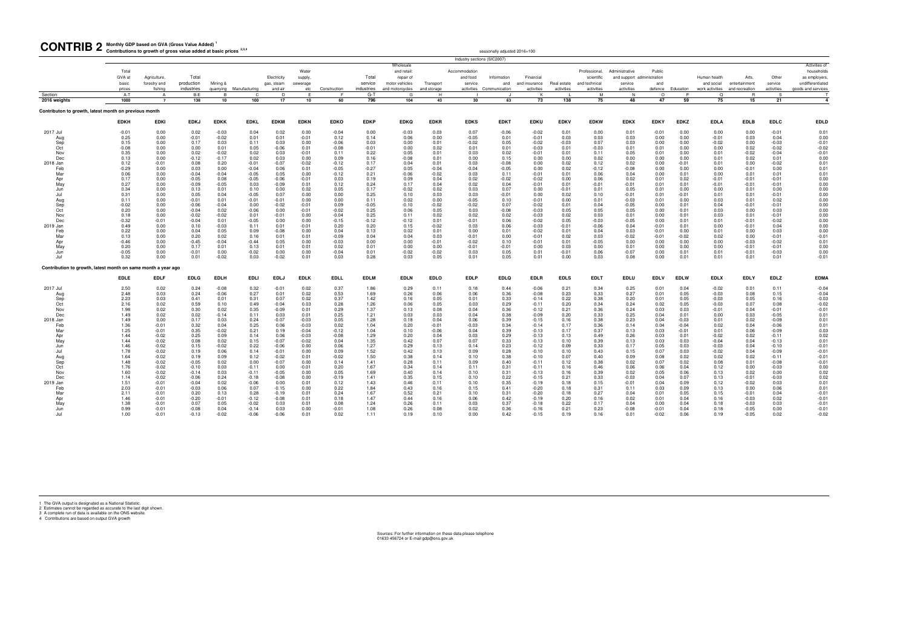# CONTRIB 2 Monthly GDP based on GVA (Gross Value Added) [1]

## Contributions to growth of gross value added at basic prices [2,3,4]

seasonally adjusted 2016=100

Industry sections (SIC2007)

| | Total GVA at basic prices | Agriculture, forestry and fishing | Total production industries | Mining & quarrying | Manufacturing | Electricity gas, steam and air | Water supply, sewerage etc | Construction | Total service industries | Wholesale and retail: repair of motor vehicles and motorcycles | Transport and storage | Accommodation and food service activities | Information and Communication | Financial and insurance activities | Real estate activities | Professional, scientific and technical activities | Administrative and support service activities | Public administration and defence | Education | Human health and social work activities | Arts, entertainment and recreation | Other service activities | Activities of households as employers, undifferentiated goods and services |
|---|---|---|---|---|---|---|---|---|---|---|---|---|---|---|---|---|---|---|---|---|---|---|---|
| Section | A-T | A | B-E | B | C | D | E | F | G-T | G | H | I | J | K | L | M | N | O | P | Q | R | S | T |
| 2016 weights | 1000 | 7 | 138 | 10 | 100 | 17 | 10 | 60 | 796 | 104 | 43 | 30 | 63 | 73 | 138 | 75 | 48 | 47 | 59 | 75 | 15 | 21 | 4 |
| **Contributon to growth, latest month on previous month** | | | | | | | | | | | | | | | | | | | | | | | |
| | EDKH | EDKI | EDKJ | EDKK | EDKL | EDKM | EDKN | EDKO | EDKP | EDKQ | EDKR | EDKS | EDKT | EDKU | EDKV | EDKW | EDKX | EDKY | EDKZ | EDLA | EDLB | EDLC | EDLD |
| 2017 Jul | -0.01 | 0.00 | 0.02 | -0.03 | 0.04 | 0.02 | 0.00 | -0.04 | 0.00 | -0.03 | 0.03 | 0.07 | -0.06 | -0.02 | 0.01 | 0.00 | 0.01 | -0.01 | 0.00 | 0.00 | 0.00 | -0.01 | 0.01 |
| Aug | 0.25 | 0.00 | -0.01 | -0.02 | 0.01 | 0.01 | -0.01 | 0.12 | 0.14 | 0.06 | 0.00 | -0.05 | 0.01 | -0.01 | 0.03 | 0.03 | 0.03 | 0.00 | 0.00 | -0.01 | 0.03 | 0.04 | 0.00 |
| Sep | 0.15 | 0.00 | 0.17 | 0.03 | 0.11 | 0.03 | 0.00 | -0.06 | 0.03 | 0.00 | 0.01 | -0.02 | 0.05 | -0.02 | 0.03 | 0.07 | 0.03 | 0.00 | 0.00 | -0.02 | 0.00 | -0.03 | -0.01 |
| Oct | -0.08 | 0.00 | 0.00 | 0.01 | 0.05 | -0.06 | 0.01 | -0.08 | -0.01 | 0.00 | 0.02 | 0.01 | 0.01 | -0.03 | 0.01 | -0.03 | 0.01 | 0.01 | 0.00 | 0.00 | 0.02 | -0.02 | -0.02 |
| Nov | 0.35 | 0.00 | 0.02 | -0.02 | 0.02 | 0.03 | -0.01 | 0.11 | 0.22 | 0.05 | 0.01 | 0.03 | 0.02 | -0.01 | 0.01 | 0.11 | 0.05 | 0.01 | 0.00 | 0.01 | -0.02 | -0.04 | -0.01 |
| Dec | 0.13 | 0.00 | -0.12 | -0.17 | 0.02 | 0.03 | 0.00 | 0.09 | 0.16 | -0.08 | 0.01 | 0.00 | 0.15 | 0.00 | 0.00 | 0.02 | 0.00 | 0.00 | 0.00 | 0.01 | 0.02 | 0.01 | 0.00 |
| 2018 Jan | 0.12 | -0.01 | 0.08 | 0.20 | -0.01 | -0.07 | -0.02 | -0.12 | 0.17 | 0.04 | 0.01 | 0.03 | -0.08 | 0.00 | 0.02 | 0.12 | 0.02 | 0.00 | -0.01 | 0.01 | 0.00 | -0.02 | 0.01 |
| Feb | -0.29 | 0.00 | 0.03 | 0.00 | -0.04 | 0.06 | 0.01 | -0.05 | -0.27 | 0.05 | -0.04 | -0.04 | -0.05 | 0.00 | 0.02 | -0.12 | -0.08 | 0.00 | 0.00 | 0.00 | -0.01 | 0.00 | 0.01 |
| Mar | 0.06 | 0.00 | -0.04 | -0.04 | -0.05 | 0.05 | 0.00 | -0.12 | 0.21 | -0.06 | -0.02 | 0.03 | 0.11 | -0.01 | 0.01 | 0.06 | 0.04 | 0.00 | 0.01 | 0.00 | 0.01 | 0.01 | 0.01 |
| Apr | 0.17 | 0.00 | -0.05 | 0.08 | -0.05 | -0.06 | -0.01 | 0.03 | 0.19 | 0.09 | 0.04 | 0.02 | -0.02 | -0.02 | 0.00 | 0.06 | 0.02 | 0.01 | 0.02 | -0.01 | -0.01 | -0.01 | 0.00 |
| May | 0.27 | 0.00 | -0.09 | -0.05 | 0.03 | -0.09 | 0.01 | 0.12 | 0.24 | 0.17 | 0.04 | 0.02 | 0.04 | -0.01 | 0.01 | -0.01 | -0.01 | 0.01 | 0.01 | -0.01 | -0.01 | -0.01 | 0.00 |
| Jun | 0.34 | 0.00 | 0.13 | 0.01 | 0.10 | 0.00 | 0.02 | 0.05 | 0.17 | -0.02 | 0.02 | 0.03 | 0.07 | 0.00 | -0.01 | 0.01 | 0.05 | 0.01 | 0.00 | 0.00 | 0.01 | 0.00 | 0.00 |
| Jul | 0.31 | 0.00 | 0.05 | 0.04 | -0.05 | 0.07 | 0.00 | 0.00 | 0.25 | 0.10 | 0.03 | 0.03 | -0.01 | 0.00 | 0.02 | 0.10 | -0.01 | 0.01 | -0.01 | 0.01 | 0.01 | -0.01 | 0.00 |
| Aug | 0.11 | 0.00 | -0.01 | 0.01 | -0.01 | -0.01 | 0.00 | 0.00 | 0.11 | 0.02 | 0.00 | -0.05 | 0.10 | -0.01 | 0.00 | 0.01 | -0.03 | 0.01 | 0.00 | 0.03 | 0.01 | 0.02 | 0.00 |
| Sep | -0.02 | 0.00 | -0.06 | -0.04 | 0.00 | -0.02 | -0.01 | 0.09 | -0.05 | -0.10 | -0.02 | -0.02 | 0.07 | -0.02 | 0.01 | 0.04 | -0.05 | 0.00 | 0.01 | 0.04 | -0.01 | -0.01 | 0.00 |
| Oct | 0.20 | 0.00 | -0.04 | 0.02 | -0.06 | 0.00 | -0.01 | -0.02 | 0.25 | 0.06 | 0.05 | 0.03 | -0.08 | -0.03 | 0.05 | 0.05 | 0.05 | 0.00 | 0.01 | 0.03 | 0.00 | 0.03 | 0.00 |
| Nov | 0.18 | 0.00 | -0.02 | -0.02 | 0.01 | -0.01 | 0.00 | -0.04 | 0.25 | 0.11 | 0.02 | 0.02 | 0.02 | -0.03 | 0.02 | 0.03 | 0.01 | 0.00 | 0.01 | 0.03 | 0.01 | -0.01 | 0.00 |
| Dec | -0.32 | -0.01 | -0.04 | 0.01 | -0.05 | 0.00 | 0.00 | -0.15 | -0.12 | -0.12 | 0.01 | -0.01 | 0.06 | -0.02 | 0.05 | -0.03 | -0.05 | 0.00 | 0.01 | 0.01 | -0.01 | -0.02 | 0.00 |
| 2019 Jan | 0.49 | 0.00 | 0.10 | -0.03 | 0.11 | 0.01 | 0.01 | 0.20 | 0.20 | 0.15 | -0.02 | 0.03 | 0.06 | -0.03 | -0.01 | -0.06 | 0.04 | -0.01 | 0.01 | 0.00 | -0.01 | 0.04 | 0.00 |
| Feb | 0.22 | 0.00 | 0.04 | 0.05 | 0.09 | -0.08 | 0.00 | 0.04 | 0.13 | 0.02 | 0.01 | 0.00 | 0.01 | -0.02 | 0.01 | 0.04 | 0.03 | -0.01 | 0.00 | 0.01 | 0.00 | 0.03 | 0.00 |
| Mar | 0.13 | 0.00 | 0.20 | 0.02 | 0.16 | 0.01 | 0.01 | -0.09 | 0.04 | 0.04 | 0.03 | -0.01 | 0.00 | -0.01 | 0.02 | 0.03 | -0.02 | -0.01 | -0.02 | 0.02 | 0.00 | -0.01 | -0.01 |
| Apr | -0.46 | 0.00 | -0.45 | -0.04 | -0.44 | 0.05 | 0.00 | -0.03 | 0.00 | 0.00 | -0.01 | -0.02 | 0.10 | -0.01 | 0.01 | -0.05 | 0.00 | 0.00 | 0.00 | 0.00 | -0.03 | -0.02 | 0.01 |
| May | 0.20 | 0.00 | 0.17 | 0.01 | 0.13 | 0.01 | 0.01 | 0.02 | 0.01 | 0.00 | 0.00 | -0.01 | -0.01 | 0.00 | 0.03 | 0.00 | 0.01 | 0.00 | 0.00 | 0.00 | -0.01 | -0.01 | 0.00 |
| Jun | -0.05 | 0.00 | -0.01 | 0.00 | -0.02 | 0.00 | 0.00 | -0.04 | 0.01 | -0.02 | -0.02 | 0.03 | 0.05 | 0.01 | -0.01 | 0.06 | -0.07 | 0.00 | 0.01 | 0.01 | -0.01 | -0.03 | 0.00 |
| Jul | 0.32 | 0.00 | 0.01 | -0.02 | 0.03 | -0.02 | 0.01 | 0.03 | 0.28 | 0.03 | 0.05 | 0.01 | 0.05 | 0.01 | 0.00 | 0.03 | 0.08 | 0.00 | 0.01 | 0.01 | 0.01 | 0.01 | -0.01 |
| **Contribution to growth, latest month on same month a year ago** | | | | | | | | | | | | | | | | | | | | | | | |
| | EDLE | EDLF | EDLG | EDLH | EDLI | EDLJ | EDLK | EDLL | EDLM | EDLN | EDLO | EDLP | EDLQ | EDLR | EDLS | EDLT | EDLU | EDLV | EDLW | EDLX | EDLY | EDLZ | EDMA |
| 2017 Jul | 2.50 | 0.02 | 0.24 | -0.08 | 0.32 | -0.01 | 0.02 | 0.37 | 1.86 | 0.29 | 0.11 | 0.18 | 0.44 | -0.06 | 0.21 | 0.34 | 0.25 | 0.01 | 0.04 | -0.02 | 0.01 | 0.11 | -0.04 |
| Aug | 2.48 | 0.03 | 0.24 | -0.06 | 0.27 | 0.01 | 0.02 | 0.53 | 1.69 | 0.26 | 0.06 | 0.06 | 0.36 | -0.08 | 0.23 | 0.33 | 0.27 | 0.01 | 0.05 | -0.03 | 0.08 | 0.15 | -0.04 |
| Sep | 2.23 | 0.03 | 0.41 | 0.01 | 0.31 | 0.07 | 0.02 | 0.37 | 1.42 | 0.16 | 0.05 | 0.01 | 0.33 | -0.14 | 0.22 | 0.38 | 0.20 | 0.01 | 0.05 | -0.03 | 0.05 | 0.16 | -0.03 |
| Oct | 2.16 | 0.02 | 0.59 | 0.10 | 0.49 | -0.04 | 0.03 | 0.28 | 1.26 | 0.06 | 0.05 | 0.03 | 0.29 | -0.11 | 0.20 | 0.34 | 0.24 | 0.02 | 0.05 | -0.03 | 0.07 | 0.08 | -0.02 |
| Nov | 1.98 | 0.02 | 0.30 | 0.02 | 0.35 | -0.09 | 0.01 | 0.29 | 1.37 | 0.13 | 0.08 | 0.04 | 0.36 | -0.12 | 0.21 | 0.36 | 0.24 | 0.03 | 0.03 | -0.01 | 0.04 | -0.01 | -0.01 |
| Dec | 1.49 | 0.02 | 0.02 | -0.14 | 0.11 | 0.03 | 0.01 | 0.25 | 1.21 | 0.03 | 0.03 | 0.04 | 0.38 | -0.09 | 0.20 | 0.33 | 0.25 | 0.04 | 0.01 | 0.00 | 0.03 | -0.05 | 0.01 |
| 2018 Jan | 1.49 | 0.00 | 0.17 | 0.03 | 0.24 | -0.07 | -0.03 | 0.05 | 1.28 | 0.18 | 0.04 | 0.06 | 0.39 | -0.15 | 0.16 | 0.38 | 0.23 | 0.04 | -0.03 | 0.01 | 0.02 | -0.09 | 0.01 |
| Feb | 1.36 | -0.01 | 0.32 | 0.04 | 0.25 | 0.06 | -0.03 | 0.02 | 1.04 | 0.20 | -0.01 | -0.03 | 0.34 | -0.14 | 0.17 | 0.36 | 0.14 | 0.04 | -0.04 | 0.02 | 0.04 | -0.06 | 0.01 |
| Mar | 1.25 | -0.01 | 0.35 | -0.02 | 0.21 | 0.19 | -0.04 | -0.12 | 1.04 | 0.10 | -0.06 | 0.04 | 0.39 | -0.13 | 0.17 | 0.37 | 0.13 | 0.03 | -0.01 | 0.01 | 0.06 | -0.09 | 0.03 |
| Apr | 1.44 | -0.02 | 0.25 | 0.09 | 0.14 | 0.06 | -0.03 | -0.08 | 1.29 | 0.20 | 0.04 | 0.03 | 0.29 | -0.13 | 0.13 | 0.49 | 0.26 | 0.03 | 0.01 | -0.02 | 0.02 | -0.11 | 0.02 |
| May | 1.44 | -0.02 | 0.08 | 0.02 | 0.15 | -0.07 | -0.02 | 0.04 | 1.35 | 0.42 | 0.07 | 0.07 | 0.33 | -0.13 | 0.10 | 0.39 | 0.13 | 0.03 | 0.03 | -0.04 | 0.04 | -0.13 | 0.01 |
| Jun | 1.46 | -0.02 | 0.15 | -0.02 | 0.22 | -0.06 | 0.00 | 0.06 | 1.27 | 0.29 | 0.13 | 0.14 | 0.23 | -0.12 | 0.09 | 0.33 | 0.17 | 0.05 | 0.03 | -0.03 | 0.04 | -0.10 | -0.01 |
| Jul | 1.78 | -0.02 | 0.19 | 0.06 | 0.14 | -0.01 | 0.00 | 0.09 | 1.52 | 0.42 | 0.13 | 0.09 | 0.28 | -0.10 | 0.10 | 0.43 | 0.15 | 0.07 | 0.03 | -0.02 | 0.04 | -0.09 | -0.01 |
| Aug | 1.64 | -0.02 | 0.19 | 0.09 | 0.12 | -0.02 | 0.01 | -0.02 | 1.50 | 0.38 | 0.14 | 0.10 | 0.38 | -0.10 | 0.07 | 0.40 | 0.09 | 0.08 | 0.02 | 0.02 | 0.02 | -0.11 | -0.01 |
| Sep | 1.48 | -0.02 | -0.05 | 0.02 | 0.00 | -0.07 | 0.00 | 0.14 | 1.41 | 0.28 | 0.11 | 0.09 | 0.40 | -0.11 | 0.12 | 0.38 | 0.02 | 0.07 | 0.02 | 0.08 | 0.01 | -0.08 | -0.01 |
| Oct | 1.76 | -0.02 | -0.10 | 0.03 | -0.11 | 0.00 | -0.01 | 0.20 | 1.67 | 0.34 | 0.14 | 0.11 | 0.31 | -0.11 | 0.16 | 0.46 | 0.06 | 0.06 | 0.04 | 0.12 | 0.00 | -0.03 | 0.00 |
| Nov | 1.60 | -0.02 | -0.14 | 0.03 | -0.11 | -0.05 | 0.00 | 0.05 | 1.69 | 0.40 | 0.14 | 0.10 | 0.31 | -0.13 | 0.16 | 0.39 | 0.02 | 0.05 | 0.06 | 0.13 | 0.02 | 0.00 | 0.02 |
| Dec | 1.14 | -0.02 | -0.06 | 0.24 | -0.18 | -0.08 | 0.00 | -0.19 | 1.41 | 0.35 | 0.15 | 0.10 | 0.22 | -0.15 | 0.21 | 0.33 | -0.03 | 0.04 | 0.07 | 0.13 | -0.01 | -0.03 | 0.02 |
| 2019 Jan | 1.51 | -0.01 | -0.04 | 0.02 | -0.06 | 0.00 | 0.01 | 0.12 | 1.43 | 0.46 | 0.11 | 0.10 | 0.35 | -0.19 | 0.18 | 0.15 | -0.01 | 0.04 | 0.09 | 0.12 | -0.02 | 0.03 | 0.01 |
| Feb | 2.03 | -0.01 | -0.03 | 0.06 | 0.07 | -0.15 | 0.00 | 0.22 | 1.84 | 0.43 | 0.16 | 0.15 | 0.41 | -0.20 | 0.18 | 0.31 | 0.11 | 0.03 | 0.09 | 0.13 | 0.00 | 0.06 | 0.01 |
| Mar | 2.11 | -0.01 | 0.20 | 0.13 | 0.28 | -0.19 | 0.01 | 0.24 | 1.67 | 0.52 | 0.21 | 0.10 | 0.31 | -0.20 | 0.18 | 0.27 | 0.04 | 0.01 | 0.05 | 0.15 | -0.01 | 0.04 | -0.01 |
| Apr | 1.46 | -0.01 | -0.20 | -0.01 | -0.12 | -0.08 | 0.01 | 0.18 | 1.47 | 0.44 | 0.16 | 0.06 | 0.42 | -0.19 | 0.20 | 0.16 | 0.02 | 0.01 | 0.04 | 0.16 | -0.03 | 0.02 | -0.01 |
| May | 1.38 | -0.01 | 0.07 | 0.05 | -0.02 | 0.03 | 0.01 | 0.08 | 1.24 | 0.26 | 0.11 | 0.03 | 0.37 | -0.18 | 0.22 | 0.17 | 0.04 | 0.00 | 0.04 | 0.18 | -0.03 | 0.03 | -0.01 |
| Jun | 0.99 | -0.01 | -0.08 | 0.04 | -0.14 | 0.03 | 0.00 | -0.01 | 1.08 | 0.26 | 0.08 | 0.02 | 0.36 | -0.16 | 0.21 | 0.23 | -0.08 | -0.01 | 0.04 | 0.18 | -0.05 | 0.00 | -0.01 |
| Jul | 1.00 | -0.01 | -0.13 | -0.02 | -0.06 | -0.06 | 0.01 | 0.02 | 1.11 | 0.19 | 0.10 | 0.00 | 0.42 | -0.15 | 0.19 | 0.16 | 0.01 | -0.02 | 0.06 | 0.19 | -0.05 | 0.02 | -0.02 |

1 The GVA output is designated as a National Statistic.
2 Estimates cannot be regarded as accurate to the last digit shown.
3 A complete run of data is available on the ONS website.
4 Contributions are based on output GVA growth

Sources: For further information on these data please telephone 01633 456724 or E-mail gdp@ons.gov.uk